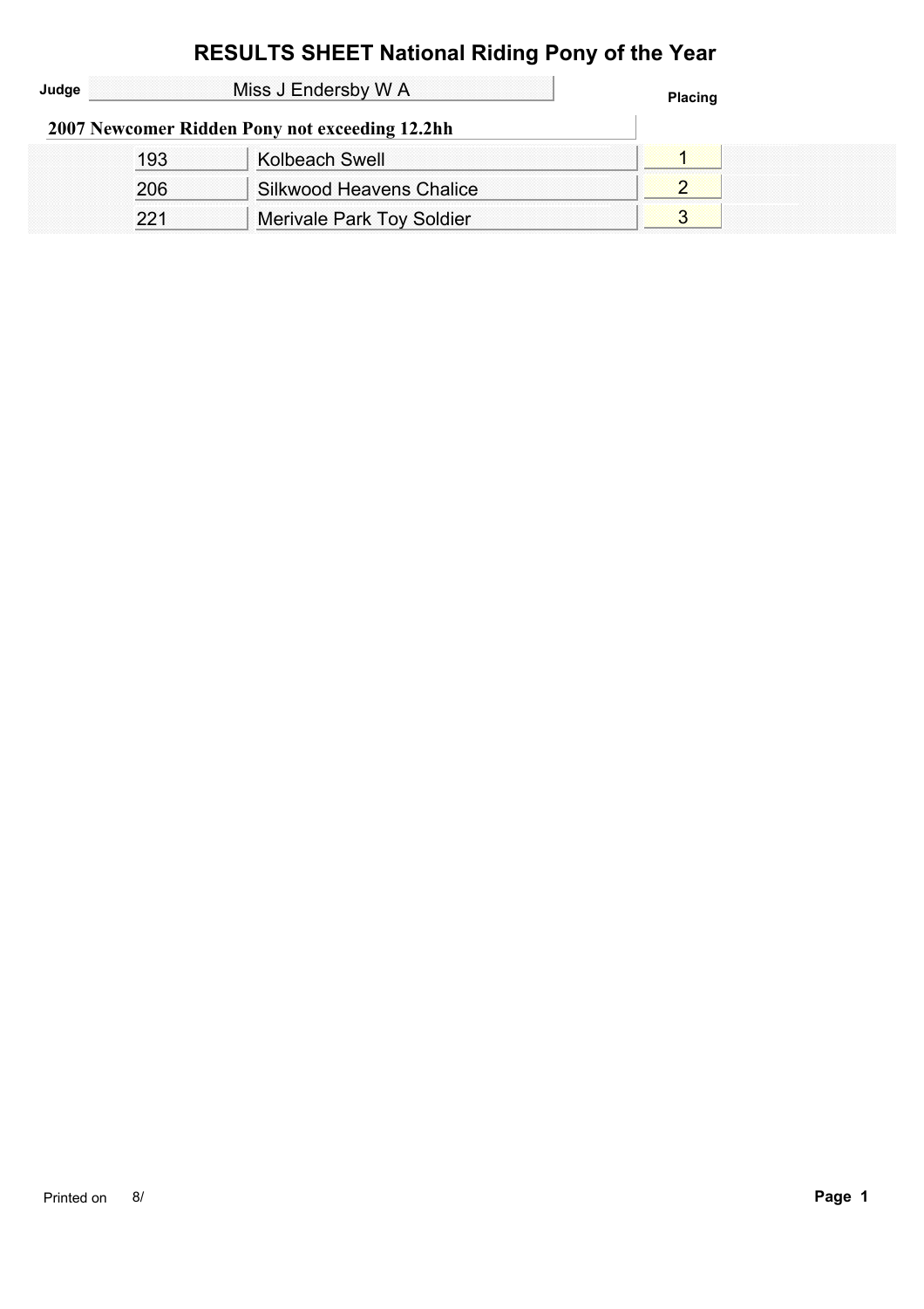# RESULTS SHEET National Riding Pony of the Year

**Judge** Miss J Endersby W A

## 2007 Newcomer Ridden Pony not exceeding 12.2hh

| No. | Name | Placing |
| --- | --- | --- |
| 193 | Kolbeach Swell | 1 |
| 206 | Silkwood Heavens Chalice | 2 |
| 221 | Merivale Park Toy Soldier | 3 |

Printed on 8/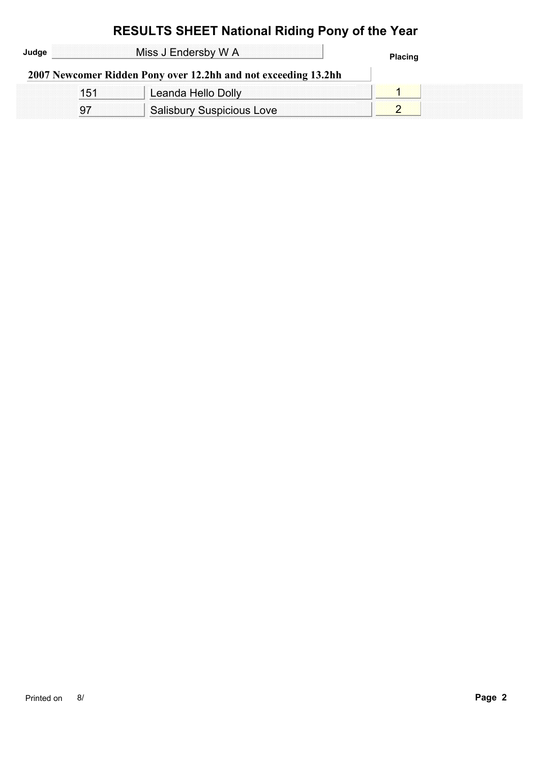# RESULTS SHEET National Riding Pony of the Year

**Judge** Miss J Endersby W A

**2007 Newcomer Ridden Pony over 12.2hh and not exceeding 13.2hh**

| No. | Name | Placing |
|---|---|---|
| 151 | Leanda Hello Dolly | 1 |
| 97 | Salisbury Suspicious Love | 2 |

Printed on 8/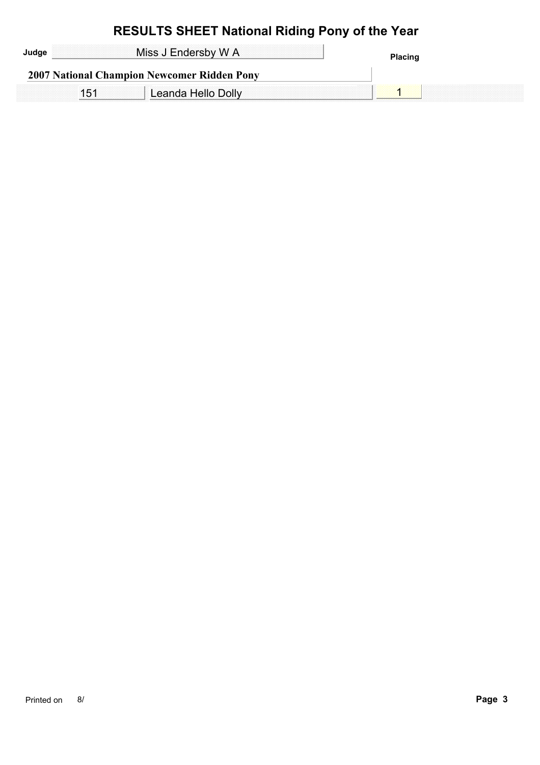# RESULTS SHEET National Riding Pony of the Year

**Judge** Miss J Endersby W A

**2007 National Champion Newcomer Ridden Pony**

| No. | Name | Placing |
|---|---|---|
| 151 | Leanda Hello Dolly | 1 |

Printed on 8/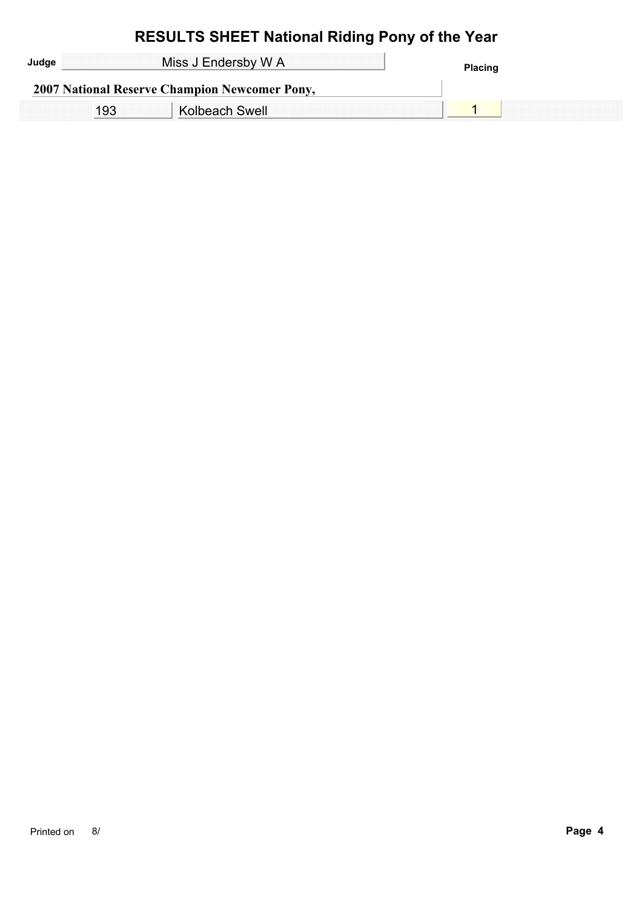# RESULTS SHEET National Riding Pony of the Year

**Judge** Miss J Endersby W A

**Placing**

**2007 National Reserve Champion Newcomer Pony,**

| No. | Name | Placing |
|---|---|---|
| 193 | Kolbeach Swell | 1 |

Printed on 8/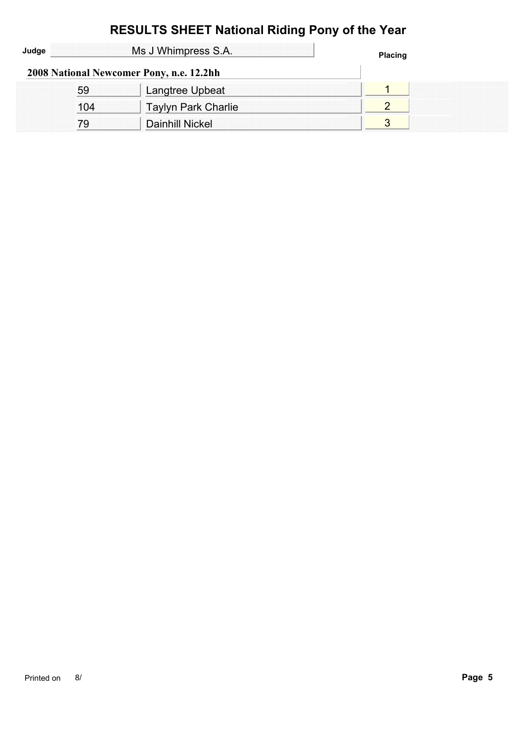# RESULTS SHEET National Riding Pony of the Year

**Judge** Ms J Whimpress S.A.

## 2008 National Newcomer Pony, n.e. 12.2hh

| No. | Name | Placing |
|---|---|---|
| 59 | Langtree Upbeat | 1 |
| 104 | Taylyn Park Charlie | 2 |
| 79 | Dainhill Nickel | 3 |

Printed on 8/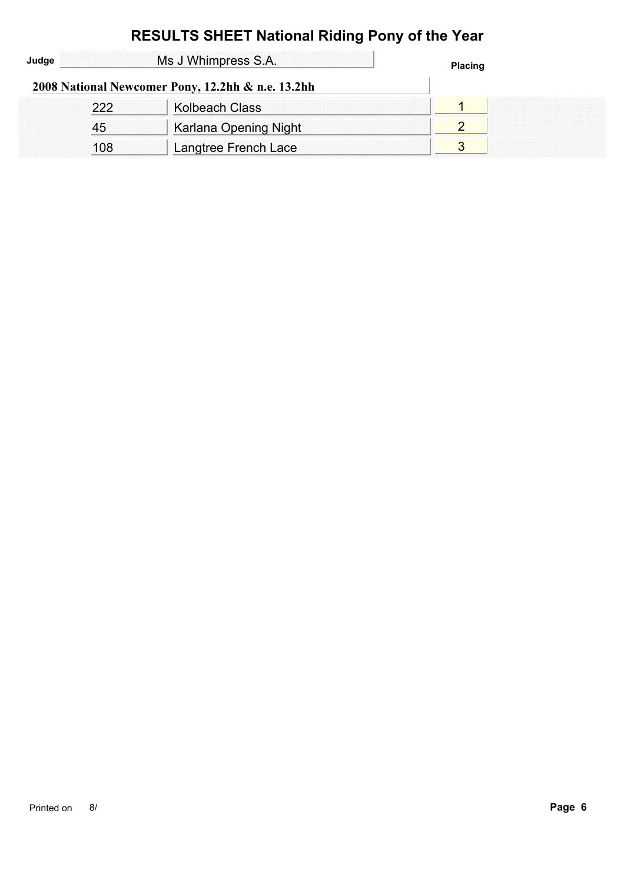# RESULTS SHEET National Riding Pony of the Year

**Judge** Ms J Whimpress S.A.

**2008 National Newcomer Pony, 12.2hh & n.e. 13.2hh**

| No. | Name | Placing |
|---|---|---|
| 222 | Kolbeach Class | 1 |
| 45 | Karlana Opening Night | 2 |
| 108 | Langtree French Lace | 3 |

Printed on 8/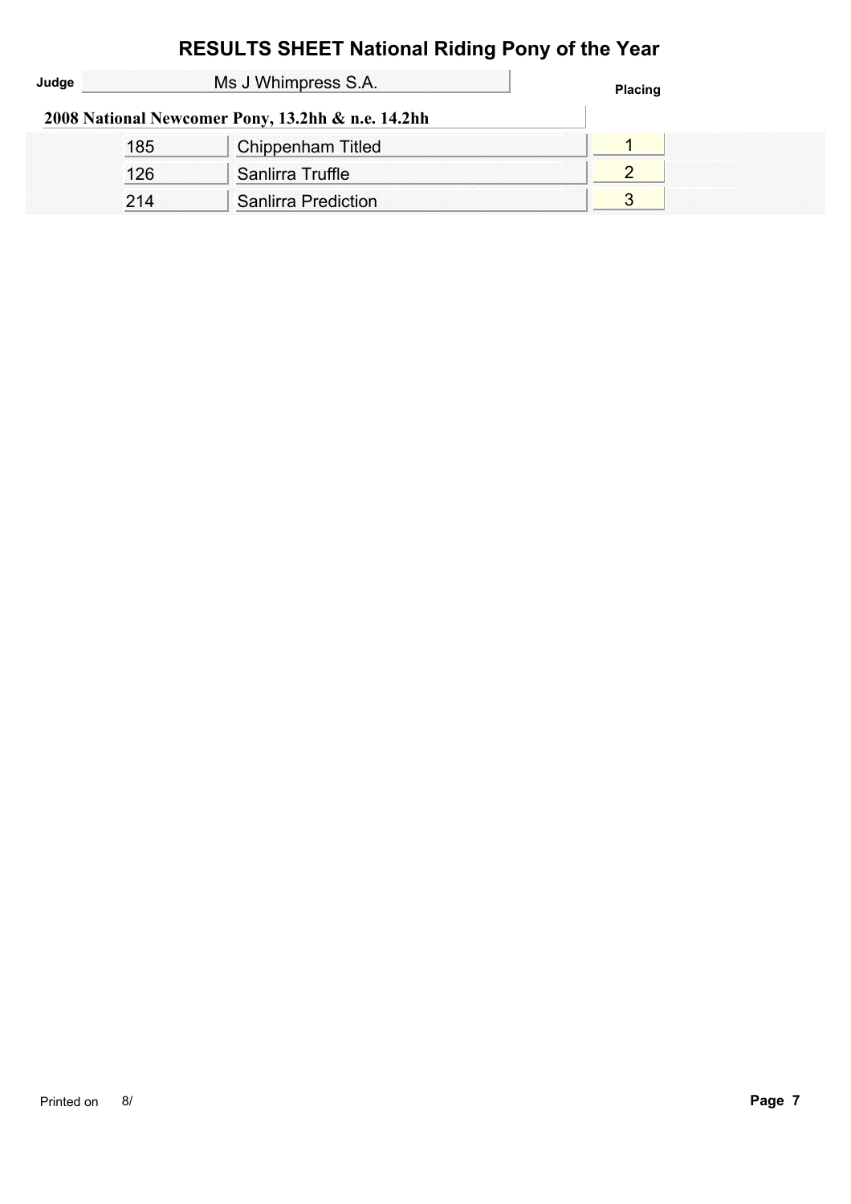# RESULTS SHEET National Riding Pony of the Year

**Judge** Ms J Whimpress S.A.

## 2008 National Newcomer Pony, 13.2hh & n.e. 14.2hh

| No. | Name | Placing |
|---|---|---|
| 185 | Chippenham Titled | 1 |
| 126 | Sanlirra Truffle | 2 |
| 214 | Sanlirra Prediction | 3 |

Printed on 8/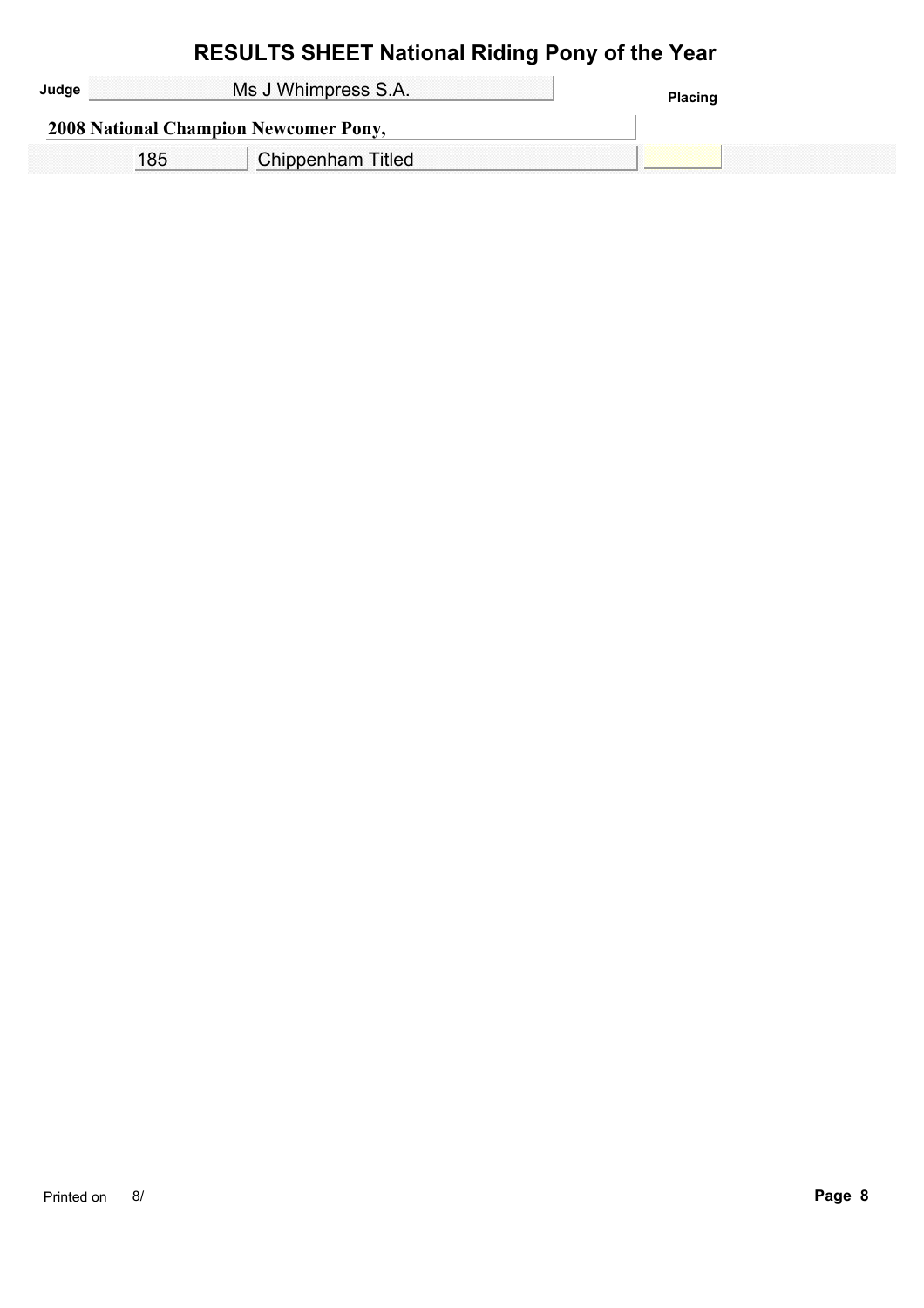# RESULTS SHEET National Riding Pony of the Year

**Judge** Ms J Whimpress S.A.

**2008 National Champion Newcomer Pony,**

| | | Placing |
|---|---|---|
| 185 | Chippenham Titled | |

Printed on 8/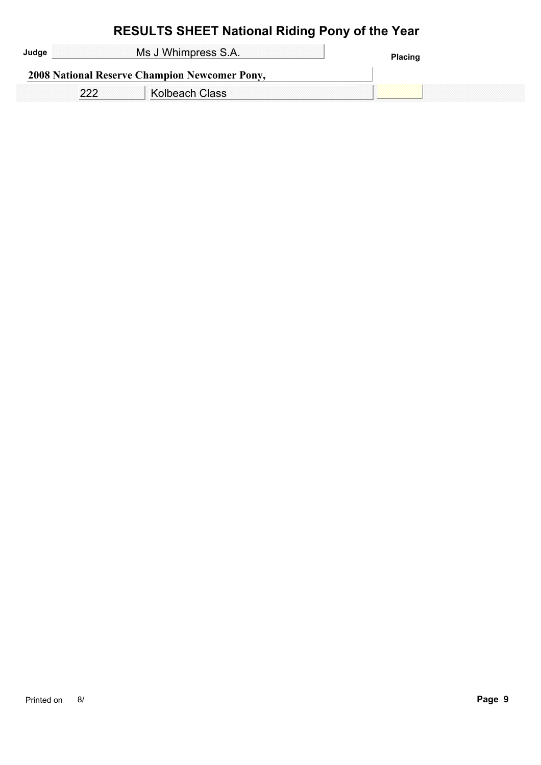# RESULTS SHEET National Riding Pony of the Year

**Judge** Ms J Whimpress S.A.

**Placing**

**2008 National Reserve Champion Newcomer Pony,**

| | | Placing |
|---|---|---|
| 222 | Kolbeach Class | |

Printed on 8/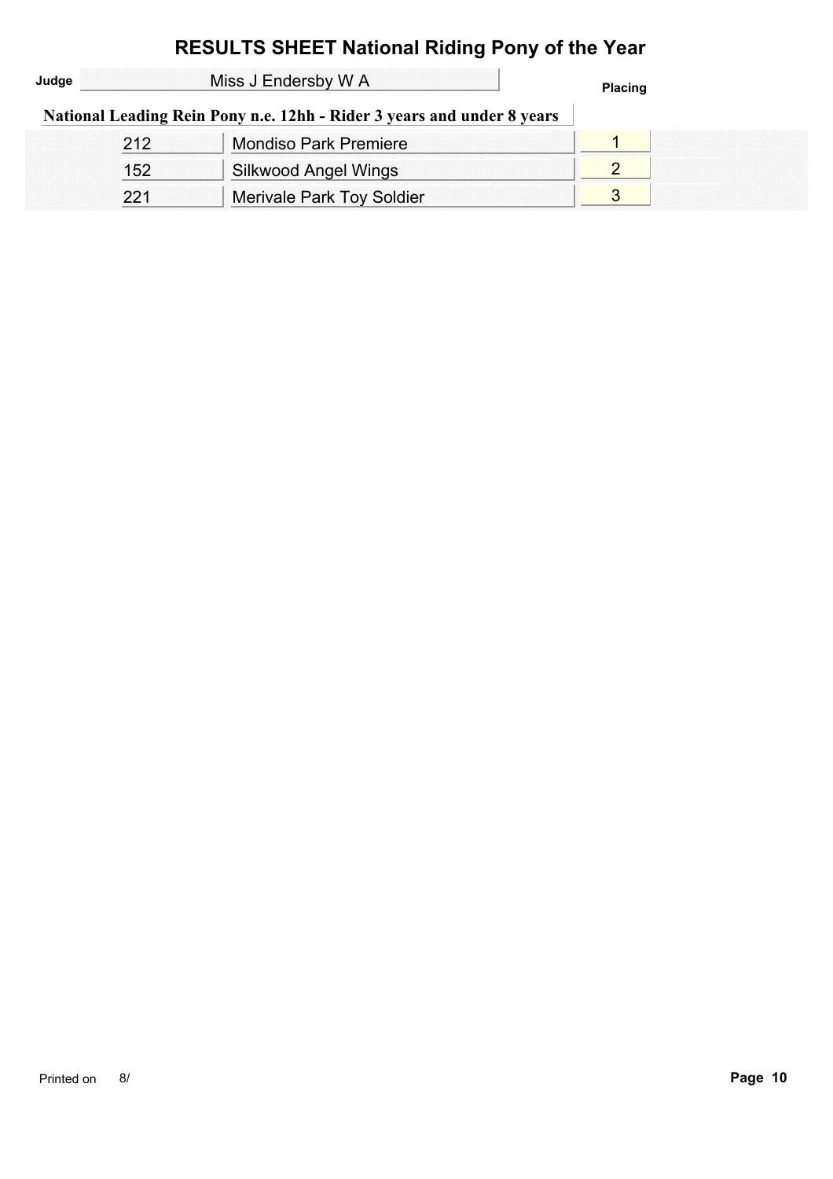# RESULTS SHEET National Riding Pony of the Year

**Judge** Miss J Endersby W A

**Placing**

## National Leading Rein Pony n.e. 12hh - Rider 3 years and under 8 years

| No. | Name | Placing |
|---|---|---|
| 212 | Mondiso Park Premiere | 1 |
| 152 | Silkwood Angel Wings | 2 |
| 221 | Merivale Park Toy Soldier | 3 |

Printed on 8/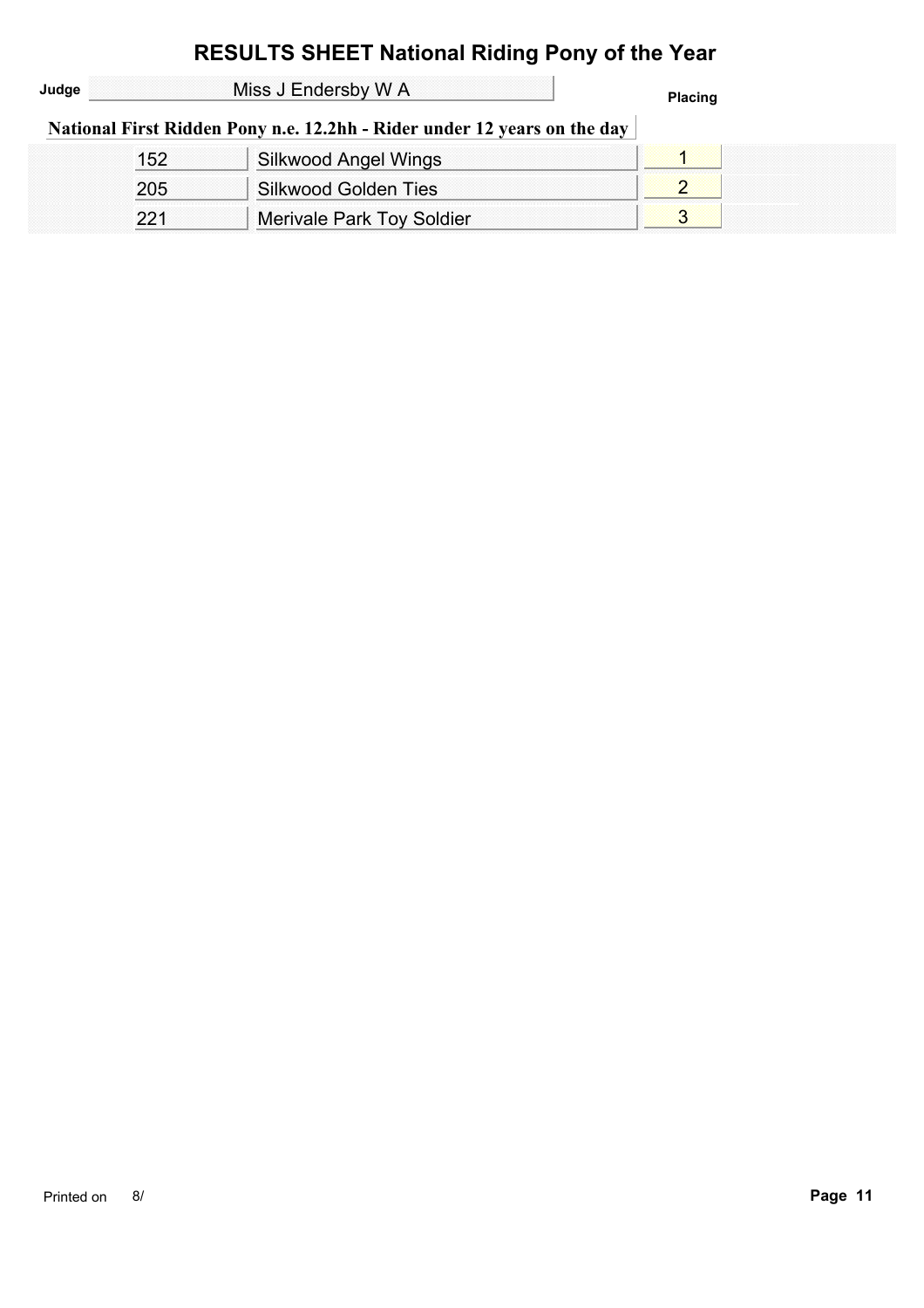# RESULTS SHEET National Riding Pony of the Year

**Judge** Miss J Endersby W A

**Placing**

## National First Ridden Pony n.e. 12.2hh - Rider under 12 years on the day

| No. | Name | Placing |
| --- | --- | --- |
| 152 | Silkwood Angel Wings | 1 |
| 205 | Silkwood Golden Ties | 2 |
| 221 | Merivale Park Toy Soldier | 3 |

Printed on 8/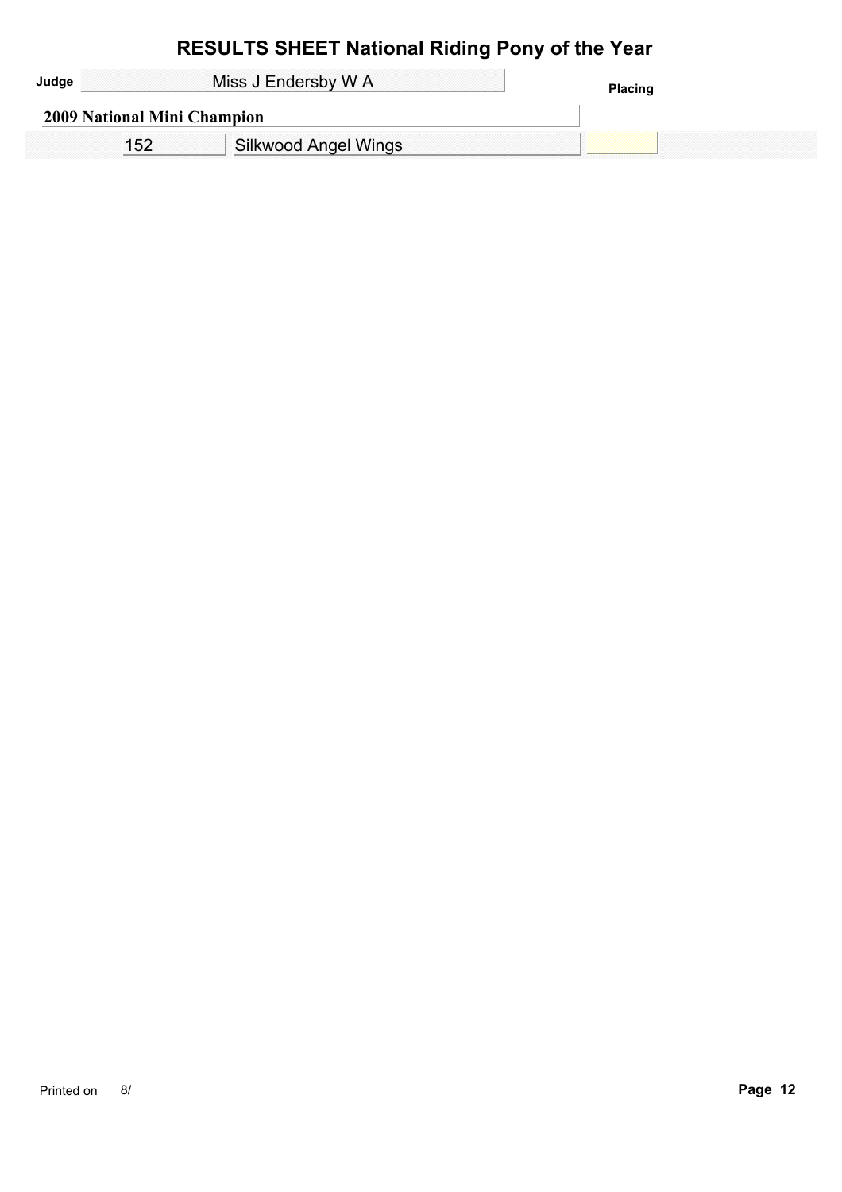# RESULTS SHEET National Riding Pony of the Year

**Judge** Miss J Endersby W A

**Placing**

## 2009 National Mini Champion

| No. | Name | Placing |
| --- | --- | --- |
| 152 | Silkwood Angel Wings | |

Printed on 8/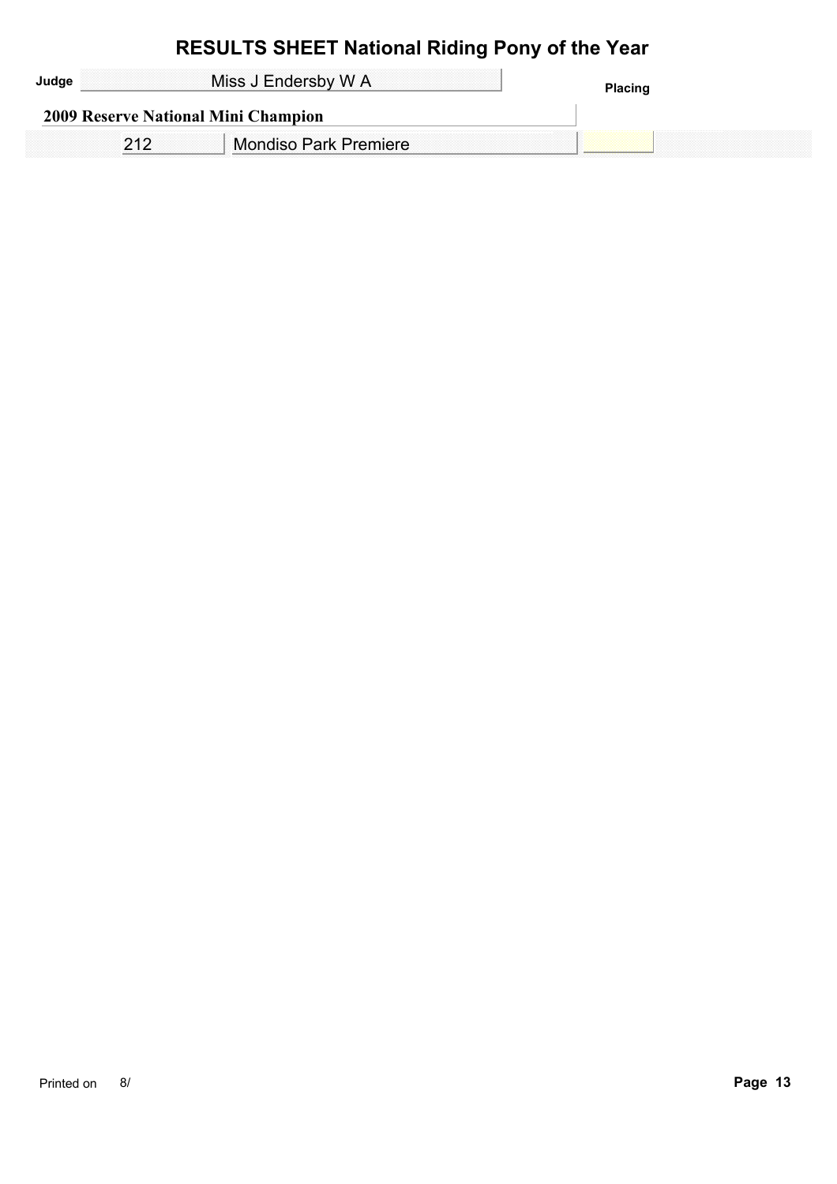# RESULTS SHEET National Riding Pony of the Year

**Judge** Miss J Endersby W A

**Placing**

**2009 Reserve National Mini Champion**

| | | Placing |
|---|---|---|
| 212 | Mondiso Park Premiere | |

Printed on 8/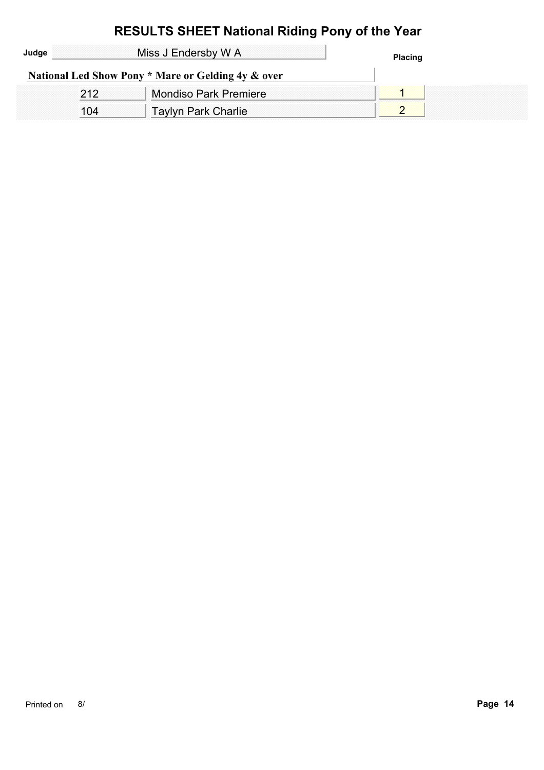# RESULTS SHEET National Riding Pony of the Year

**Judge** Miss J Endersby W A

**National Led Show Pony * Mare or Gelding 4y & over**

| No. | Name | Placing |
|---|---|---|
| 212 | Mondiso Park Premiere | 1 |
| 104 | Taylyn Park Charlie | 2 |

Printed on 8/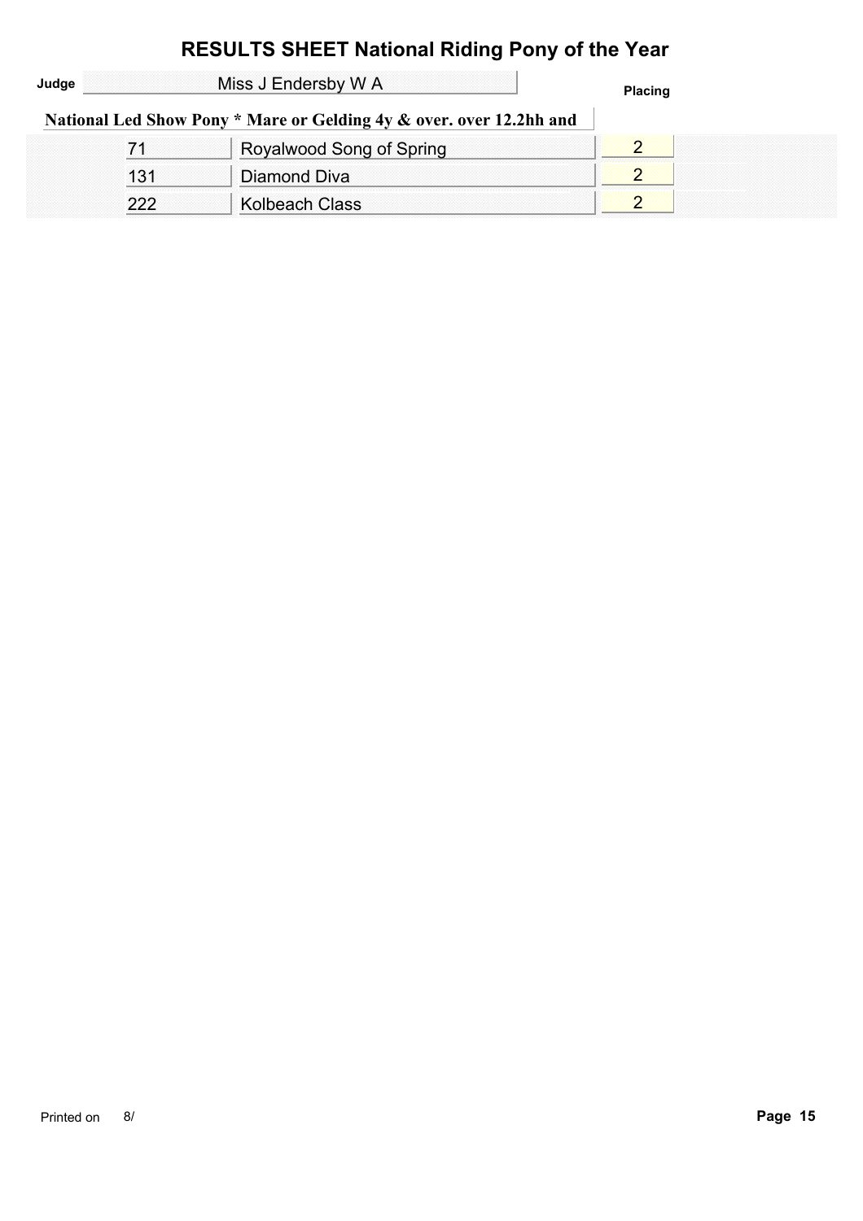# RESULTS SHEET National Riding Pony of the Year

**Judge** Miss J Endersby W A **Placing**

**National Led Show Pony * Mare or Gelding 4y & over. over 12.2hh and**

| No. | Name | Placing |
|---|---|---|
| 71 | Royalwood Song of Spring | 2 |
| 131 | Diamond Diva | 2 |
| 222 | Kolbeach Class | 2 |

Printed on 8/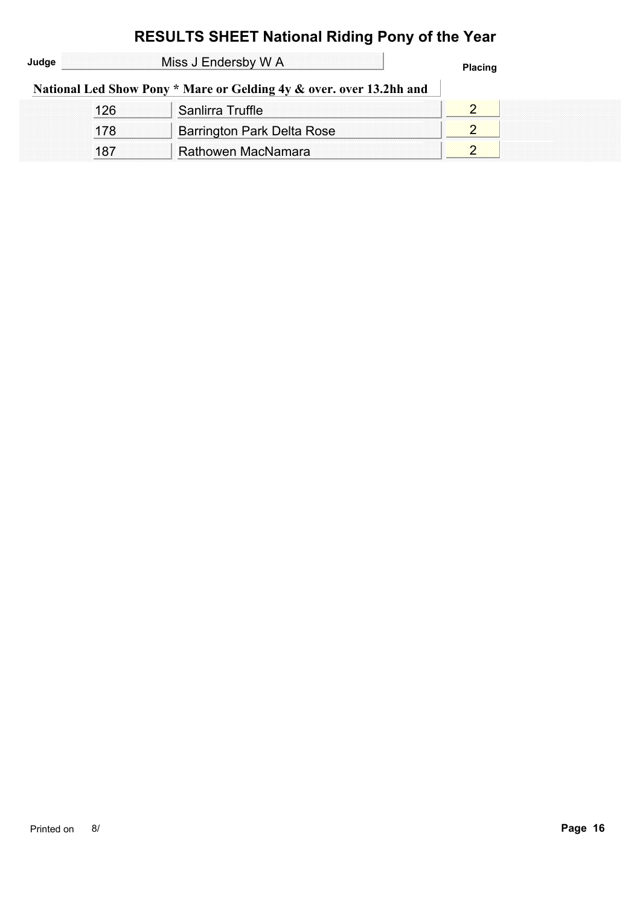# RESULTS SHEET National Riding Pony of the Year

**Judge** Miss J Endersby W A

**National Led Show Pony * Mare or Gelding 4y & over. over 13.2hh and**

| No. | Name | Placing |
|---|---|---|
| 126 | Sanlirra Truffle | 2 |
| 178 | Barrington Park Delta Rose | 2 |
| 187 | Rathowen MacNamara | 2 |

Printed on 8/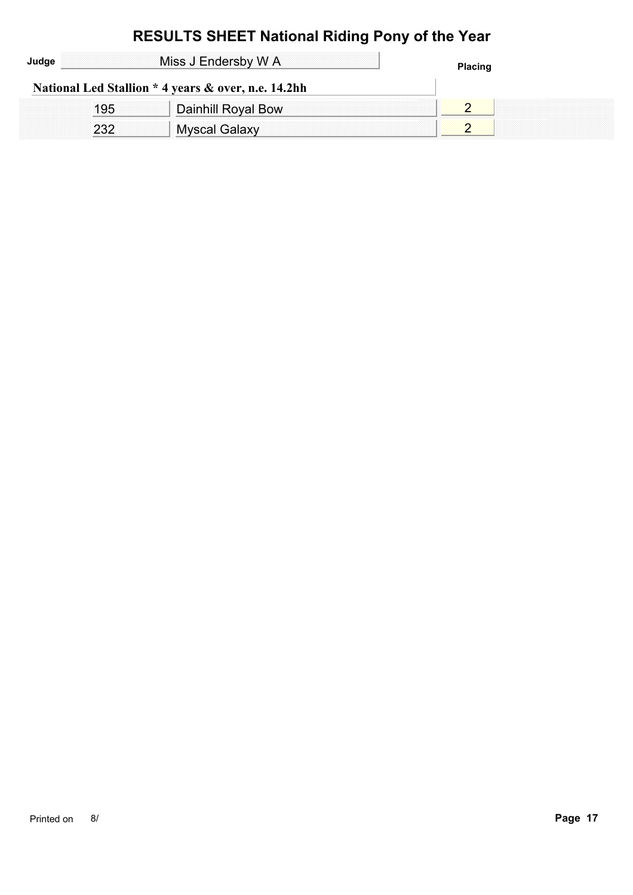# RESULTS SHEET National Riding Pony of the Year

**Judge** Miss J Endersby W A

**National Led Stallion * 4 years & over, n.e. 14.2hh**

| No. | Name | Placing |
|---|---|---|
| 195 | Dainhill Royal Bow | 2 |
| 232 | Myscal Galaxy | 2 |

Printed on 8/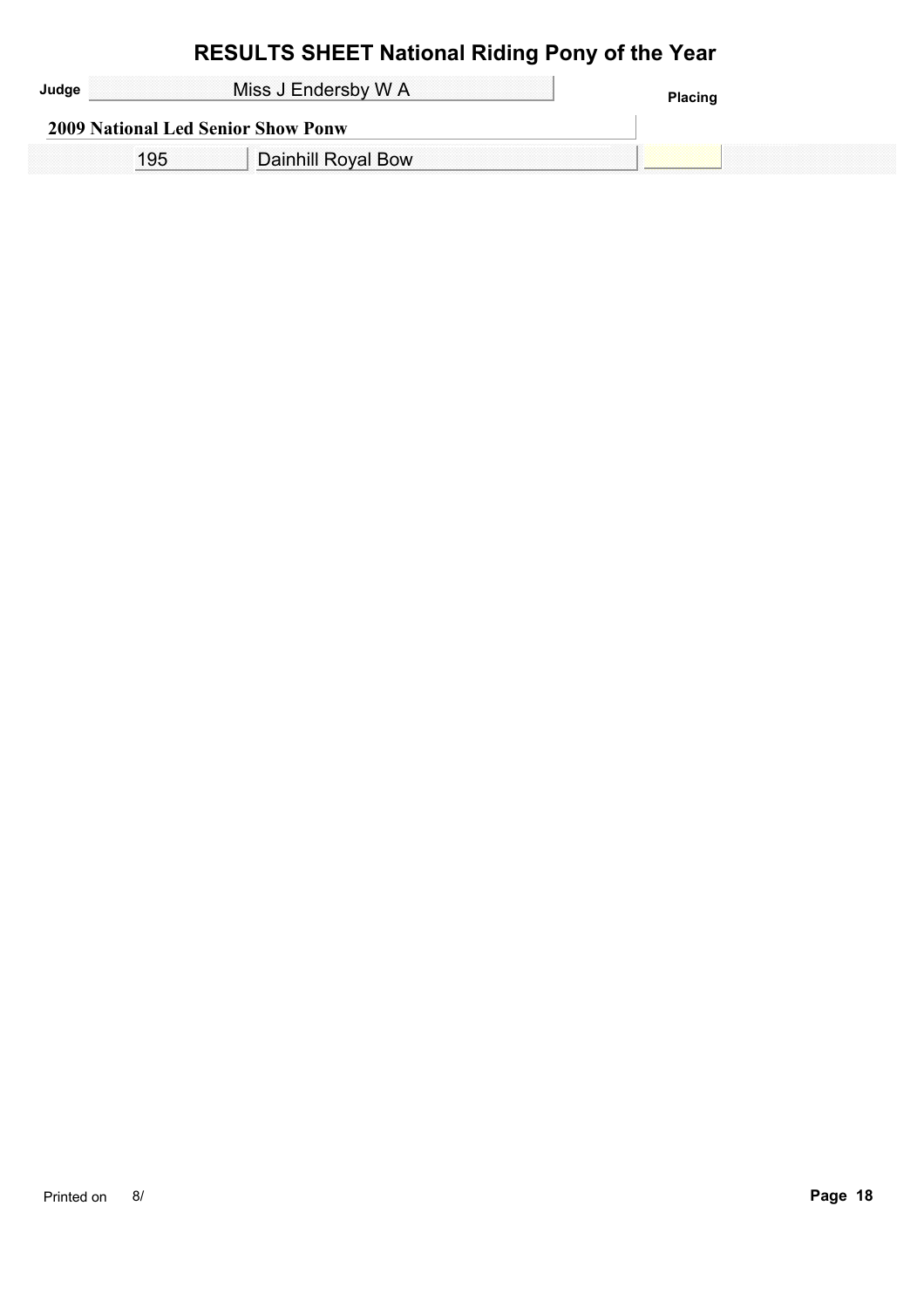# RESULTS SHEET National Riding Pony of the Year

**Judge** Miss J Endersby W A

**Placing**

**2009 National Led Senior Show Ponw**

| No. | Name | Placing |
|---|---|---|
| 195 | Dainhill Royal Bow | |

Printed on 8/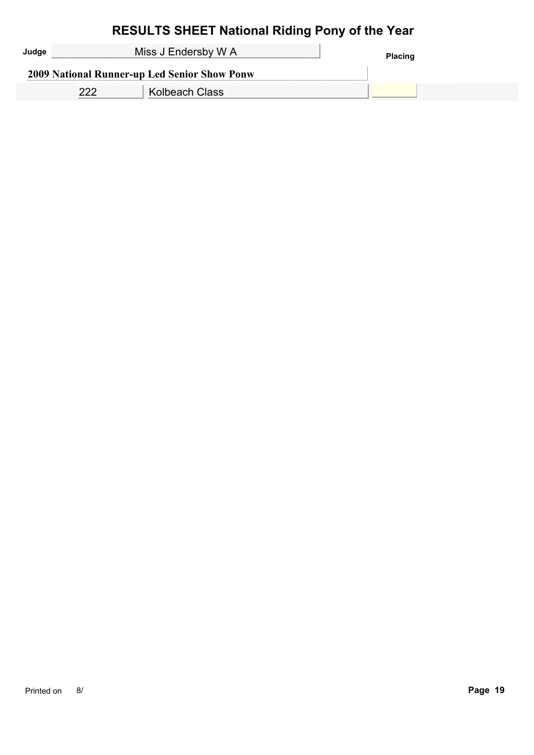# RESULTS SHEET National Riding Pony of the Year

**Judge** Miss J Endersby W A **Placing**

**2009 National Runner-up Led Senior Show Ponw**

| | | Placing |
|---|---|---|
| 222 | Kolbeach Class | |

Printed on 8/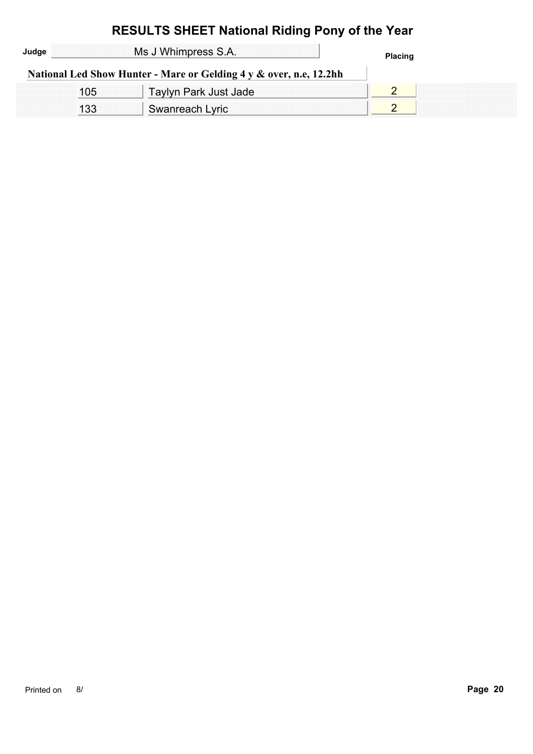# RESULTS SHEET National Riding Pony of the Year

**Judge** Ms J Whimpress S.A.

**National Led Show Hunter - Mare or Gelding 4 y & over, n.e, 12.2hh**

| | | Placing |
|---|---|---|
| 105 | Taylyn Park Just Jade | 2 |
| 133 | Swanreach Lyric | 2 |

Printed on 8/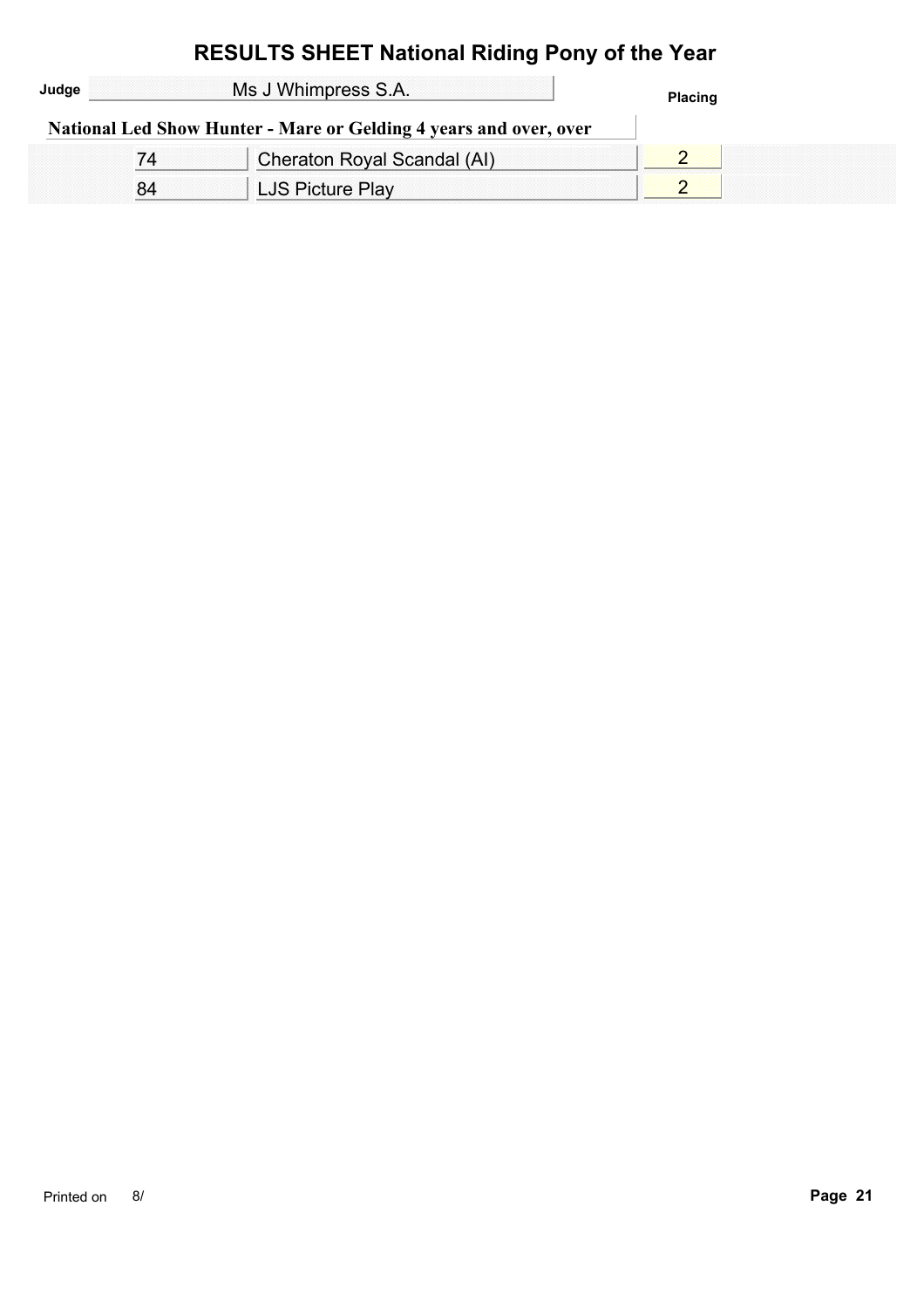# RESULTS SHEET National Riding Pony of the Year

**Judge** Ms J Whimpress S.A.

**National Led Show Hunter - Mare or Gelding 4 years and over, over**

| No. | Name | Placing |
|---|---|---|
| 74 | Cheraton Royal Scandal (AI) | 2 |
| 84 | LJS Picture Play | 2 |

Printed on 8/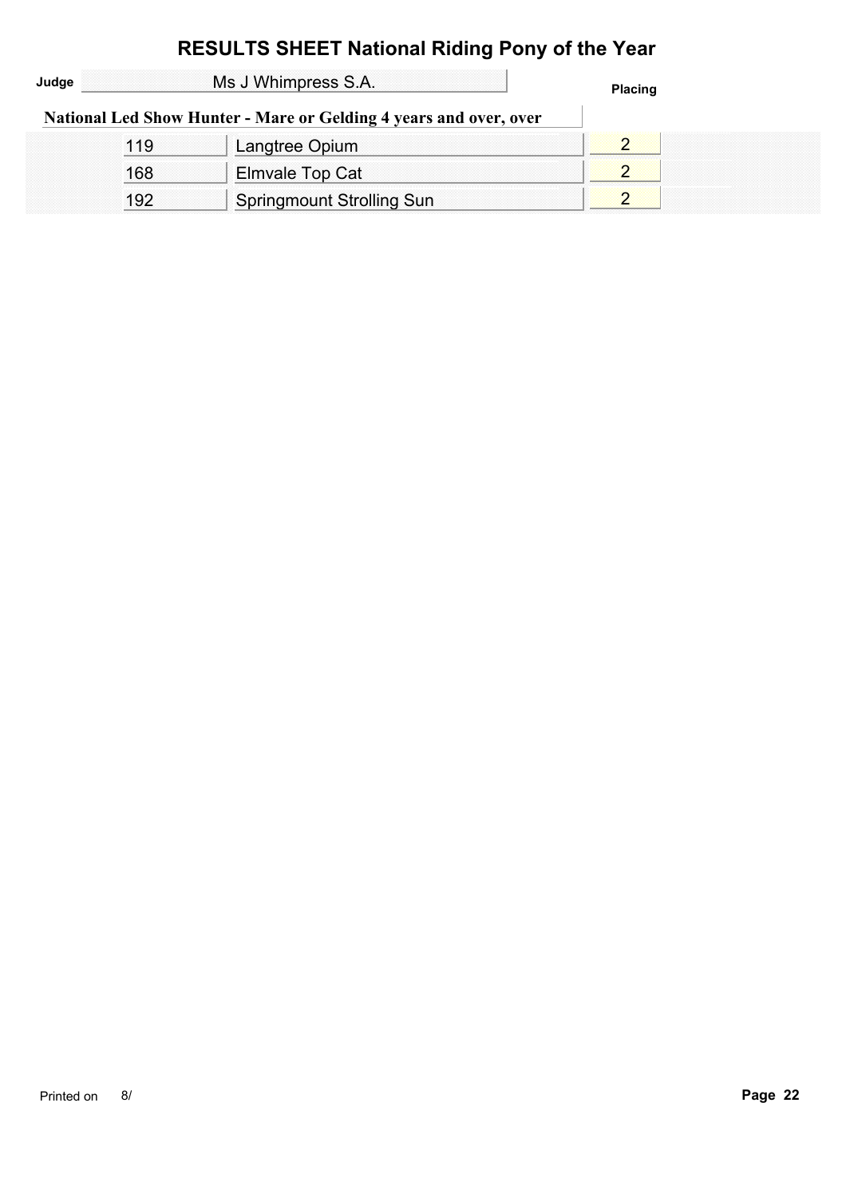# RESULTS SHEET National Riding Pony of the Year

**Judge** Ms J Whimpress S.A.

## National Led Show Hunter - Mare or Gelding 4 years and over, over

| | | Placing |
|---|---|---|
| 119 | Langtree Opium | 2 |
| 168 | Elmvale Top Cat | 2 |
| 192 | Springmount Strolling Sun | 2 |

Printed on 8/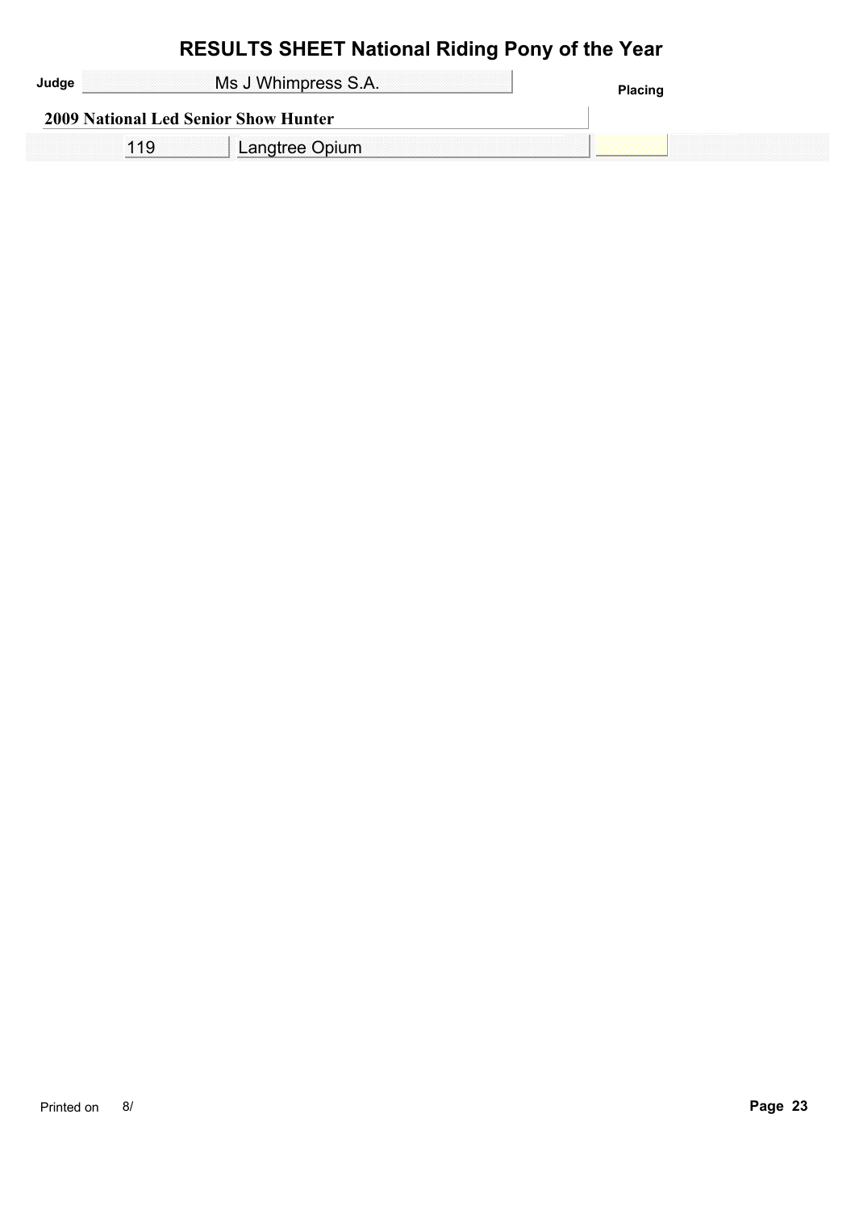# RESULTS SHEET National Riding Pony of the Year

**Judge** Ms J Whimpress S.A.

**Placing**

**2009 National Led Senior Show Hunter**

| No. | Name | Placing |
| --- | --- | --- |
| 119 | Langtree Opium | |

Printed on 8/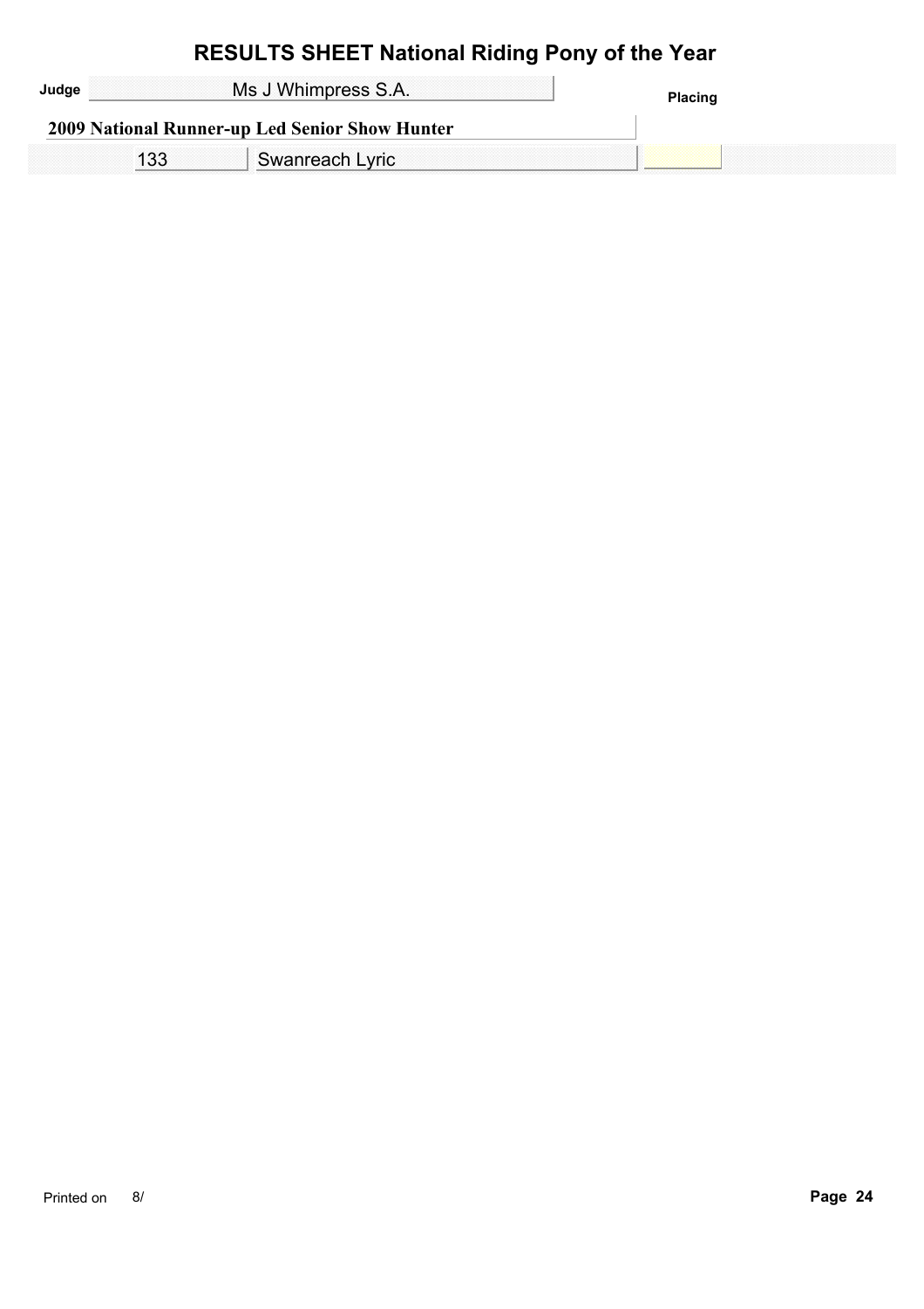# RESULTS SHEET National Riding Pony of the Year

**Judge** Ms J Whimpress S.A.

**2009 National Runner-up Led Senior Show Hunter**

| | | Placing |
|---|---|---|
| 133 | Swanreach Lyric | |

Printed on 8/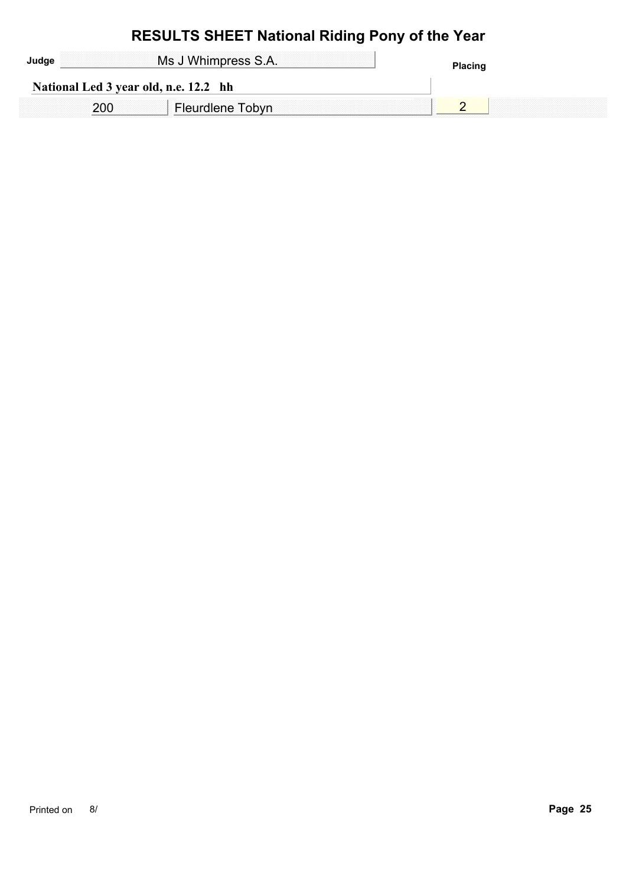# RESULTS SHEET National Riding Pony of the Year

**Judge** Ms J Whimpress S.A.

| National Led 3 year old, n.e. 12.2 hh | | Placing |
|---|---|---|
| 200 | Fleurdlene Tobyn | 2 |

Printed on 8/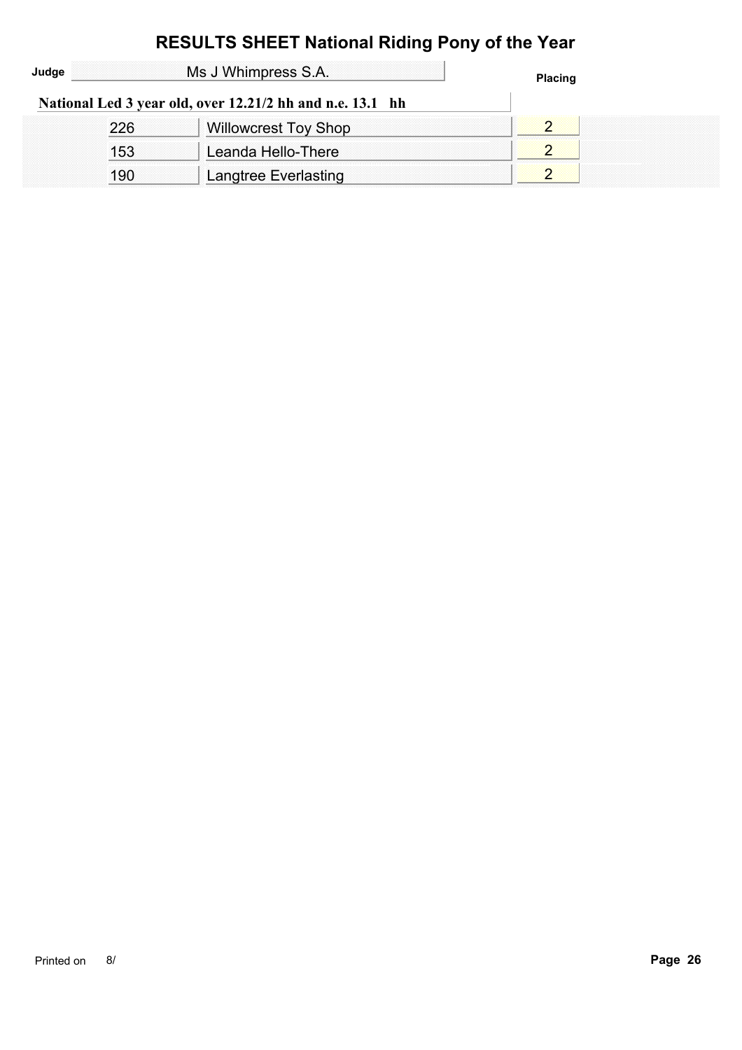# RESULTS SHEET National Riding Pony of the Year

**Judge** Ms J Whimpress S.A.

**National Led 3 year old, over 12.21/2 hh and n.e. 13.1 hh**

| No. | Name | Placing |
|---|---|---|
| 226 | Willowcrest Toy Shop | 2 |
| 153 | Leanda Hello-There | 2 |
| 190 | Langtree Everlasting | 2 |

Printed on 8/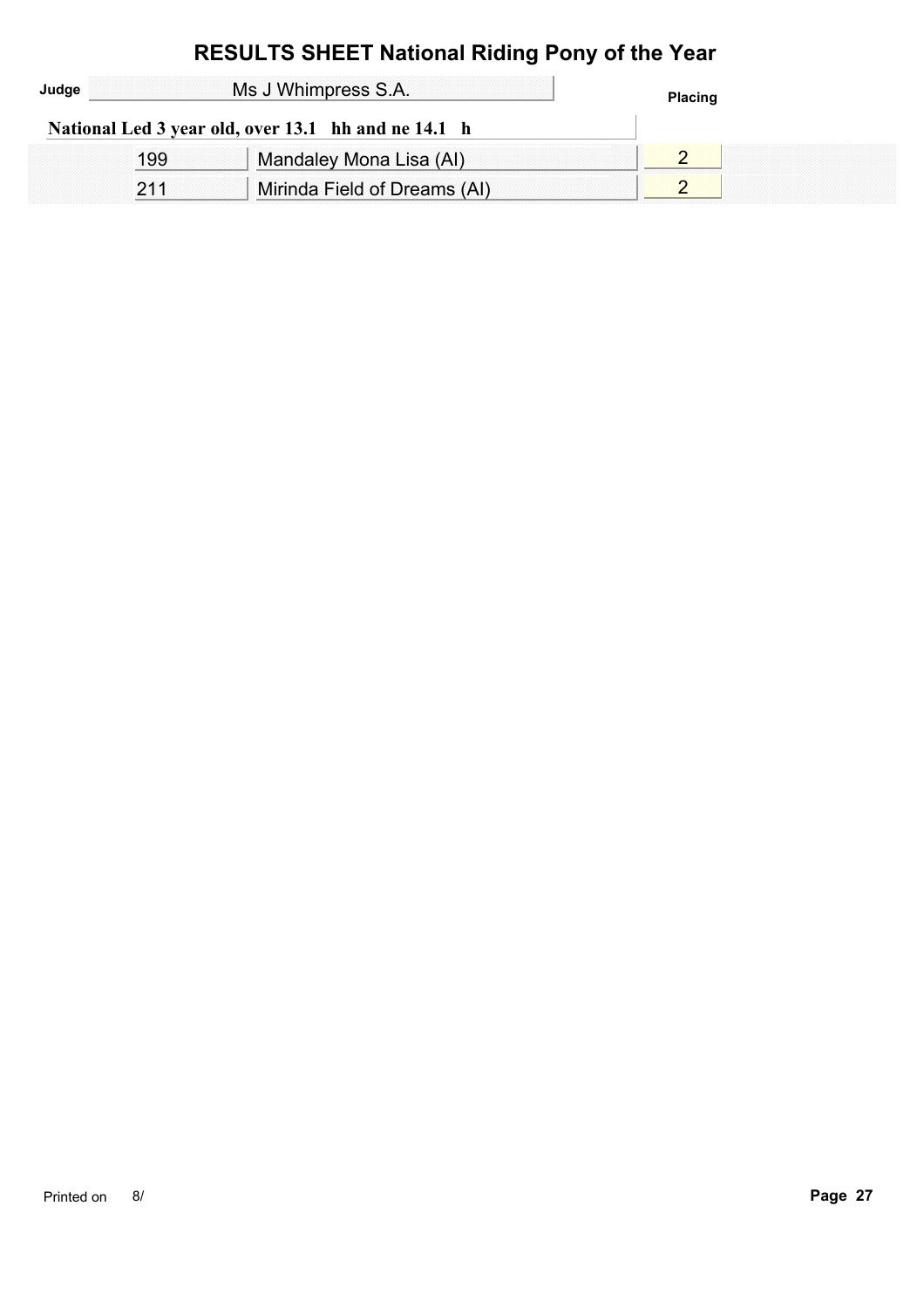# RESULTS SHEET National Riding Pony of the Year

**Judge** Ms J Whimpress S.A.

**National Led 3 year old, over 13.1 hh and ne 14.1 h**

| No. | Name | Placing |
|---|---|---|
| 199 | Mandaley Mona Lisa (AI) | 2 |
| 211 | Mirinda Field of Dreams (AI) | 2 |

Printed on 8/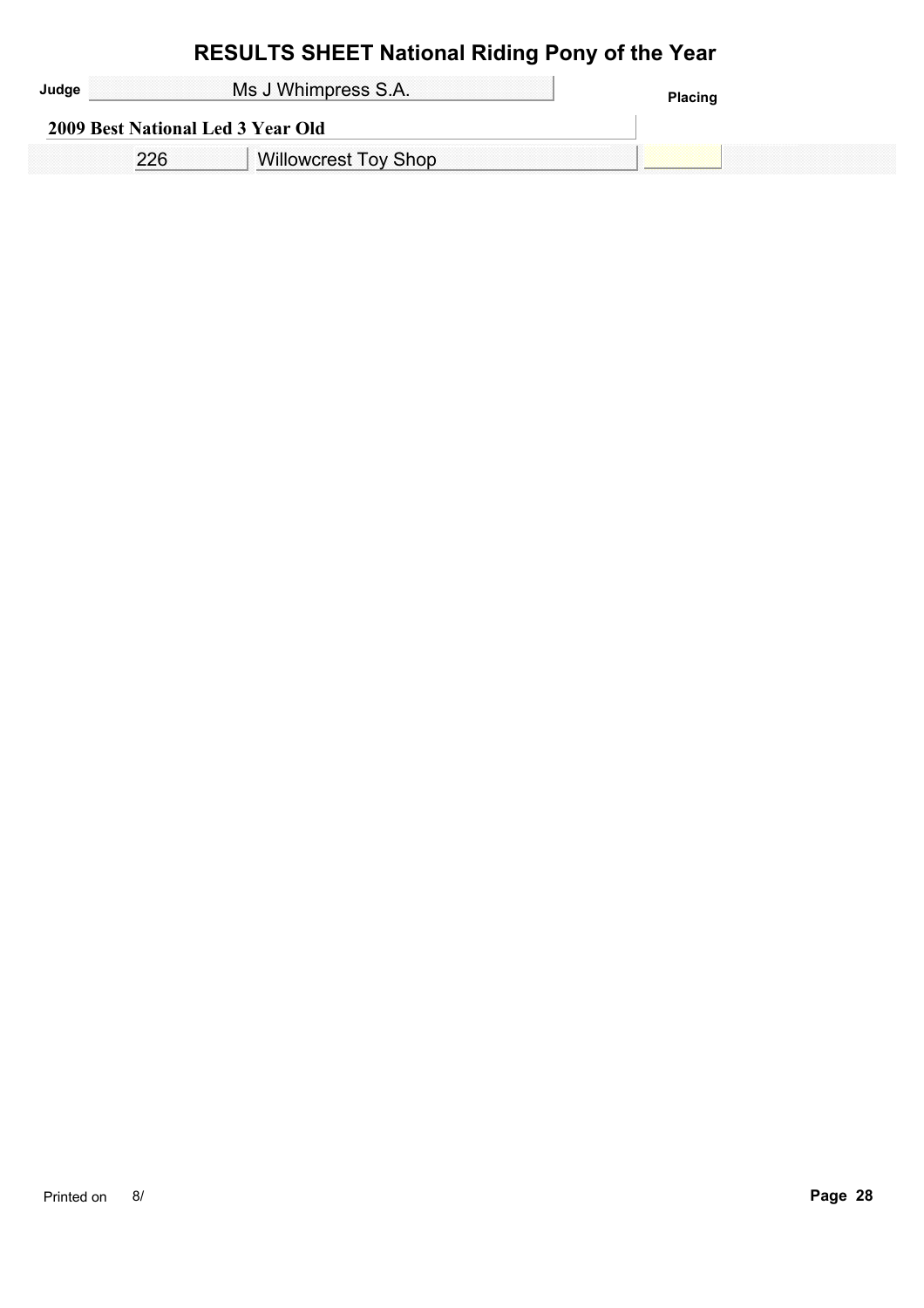# RESULTS SHEET National Riding Pony of the Year

**Judge** Ms J Whimpress S.A.

**2009 Best National Led 3 Year Old**

| No. | Name | Placing |
|---|---|---|
| 226 | Willowcrest Toy Shop | |

Printed on 8/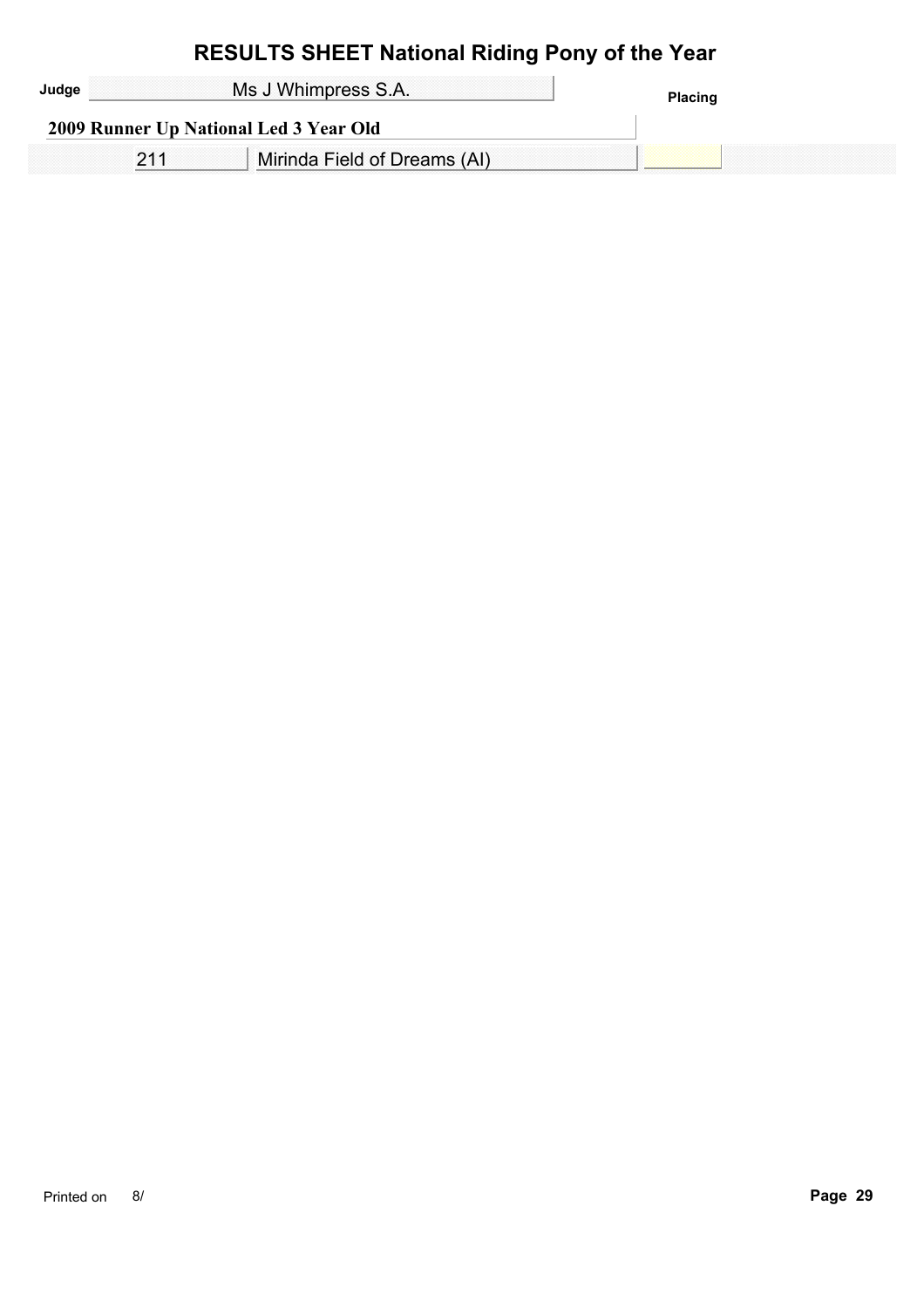# RESULTS SHEET National Riding Pony of the Year

**Judge** Ms J Whimpress S.A.

**2009 Runner Up National Led 3 Year Old**

| | | Placing |
|---|---|---|
| 211 | Mirinda Field of Dreams (AI) | |

Printed on 8/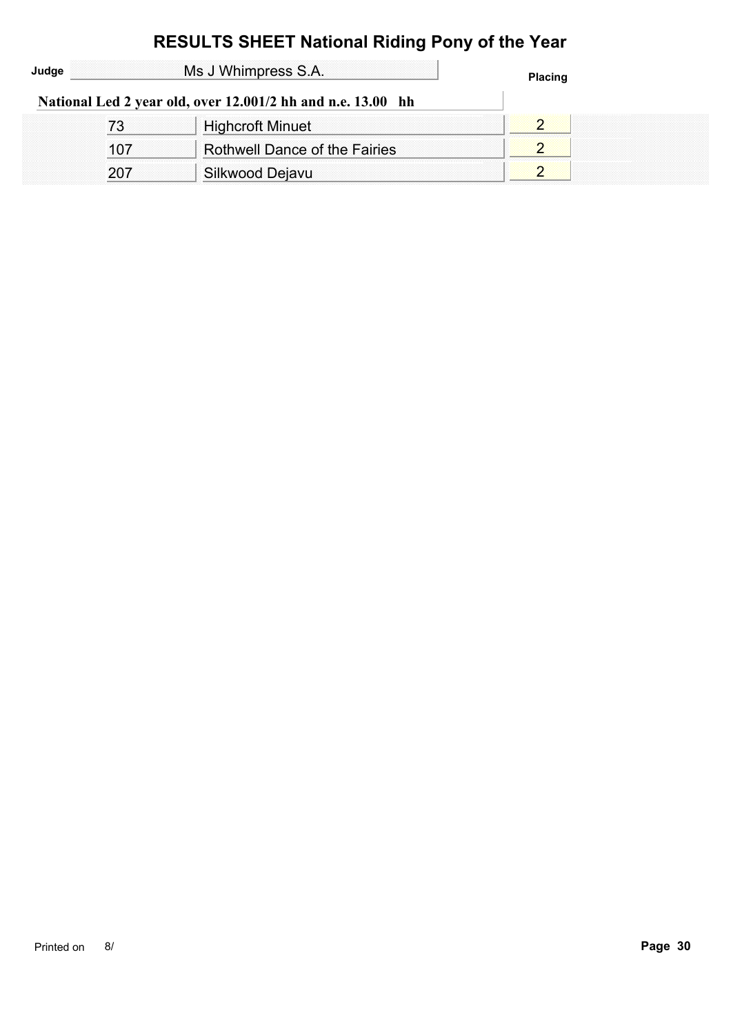# RESULTS SHEET National Riding Pony of the Year

**Judge** Ms J Whimpress S.A.

**National Led 2 year old, over 12.001/2 hh and n.e. 13.00 hh**

| No. | Name | Placing |
|---|---|---|
| 73 | Highcroft Minuet | 2 |
| 107 | Rothwell Dance of the Fairies | 2 |
| 207 | Silkwood Dejavu | 2 |

Printed on 8/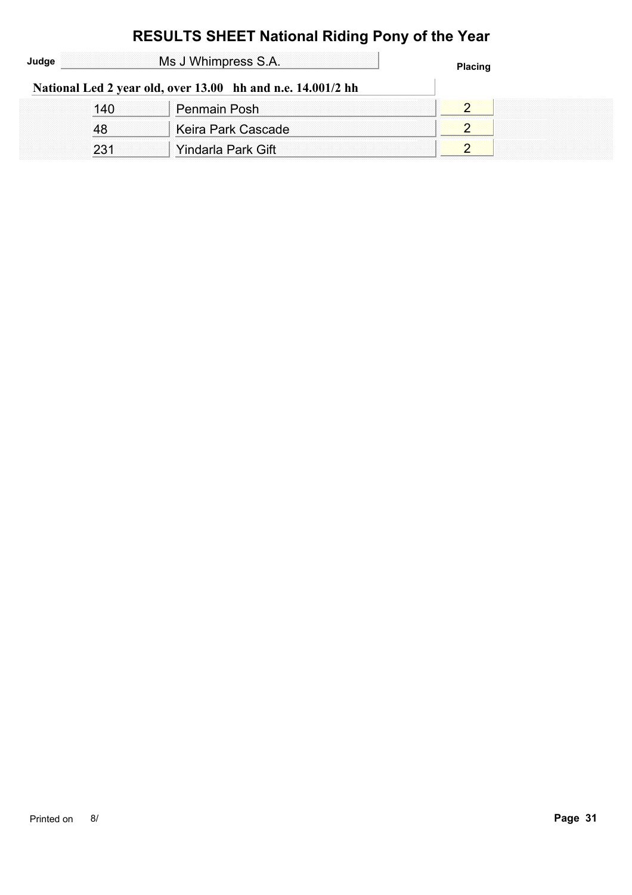# RESULTS SHEET National Riding Pony of the Year

**Judge** Ms J Whimpress S.A.

**National Led 2 year old, over 13.00 hh and n.e. 14.001/2 hh**

| | | Placing |
|---|---|---|
| 140 | Penmain Posh | 2 |
| 48 | Keira Park Cascade | 2 |
| 231 | Yindarla Park Gift | 2 |

Printed on 8/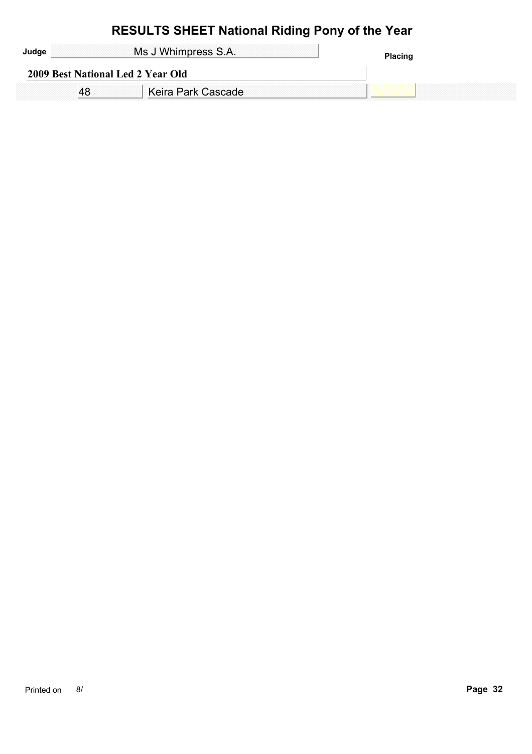# RESULTS SHEET National Riding Pony of the Year

**Judge** Ms J Whimpress S.A.

**2009 Best National Led 2 Year Old**

| No. | Name | Placing |
| --- | --- | --- |
| 48 | Keira Park Cascade | |

Printed on 8/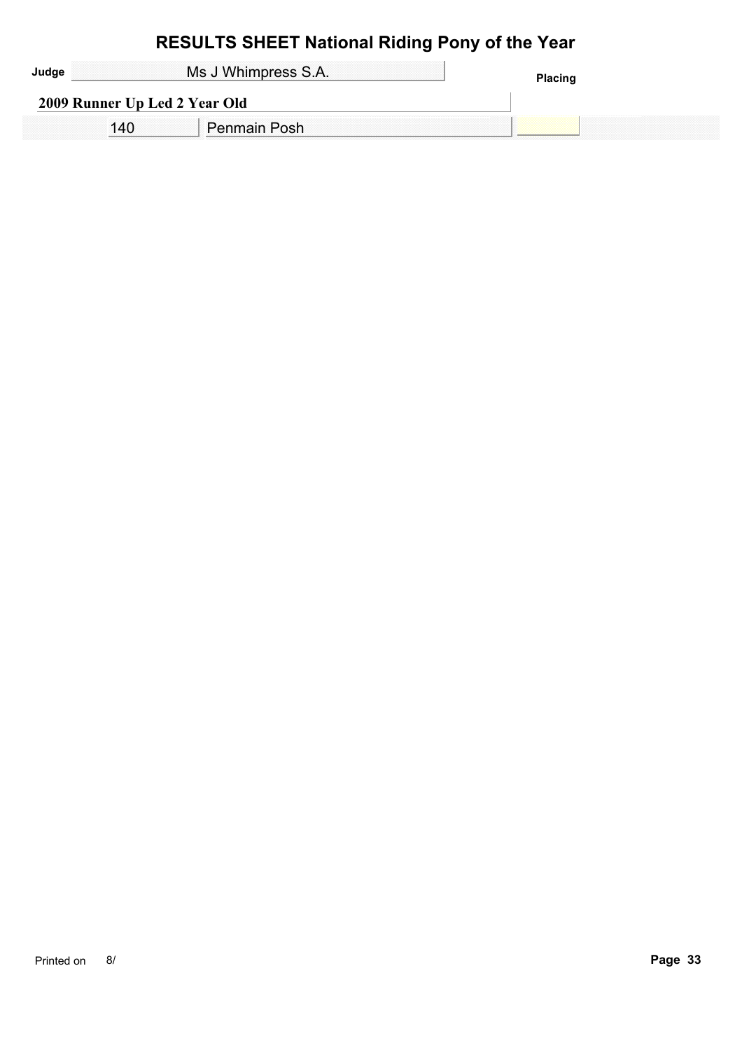# RESULTS SHEET National Riding Pony of the Year

**Judge** Ms J Whimpress S.A.

**2009 Runner Up Led 2 Year Old**

| No. | Name | Placing |
|---|---|---|
| 140 | Penmain Posh | |

Printed on 8/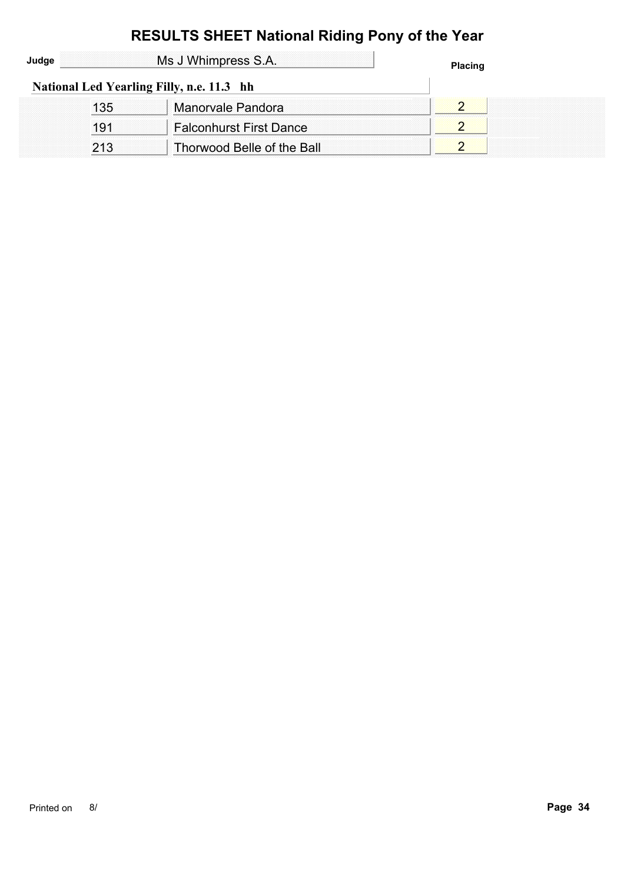# RESULTS SHEET National Riding Pony of the Year

**Judge** Ms J Whimpress S.A.

**National Led Yearling Filly, n.e. 11.3 hh**

| No. | Name | Placing |
|---|---|---|
| 135 | Manorvale Pandora | 2 |
| 191 | Falconhurst First Dance | 2 |
| 213 | Thorwood Belle of the Ball | 2 |

Printed on 8/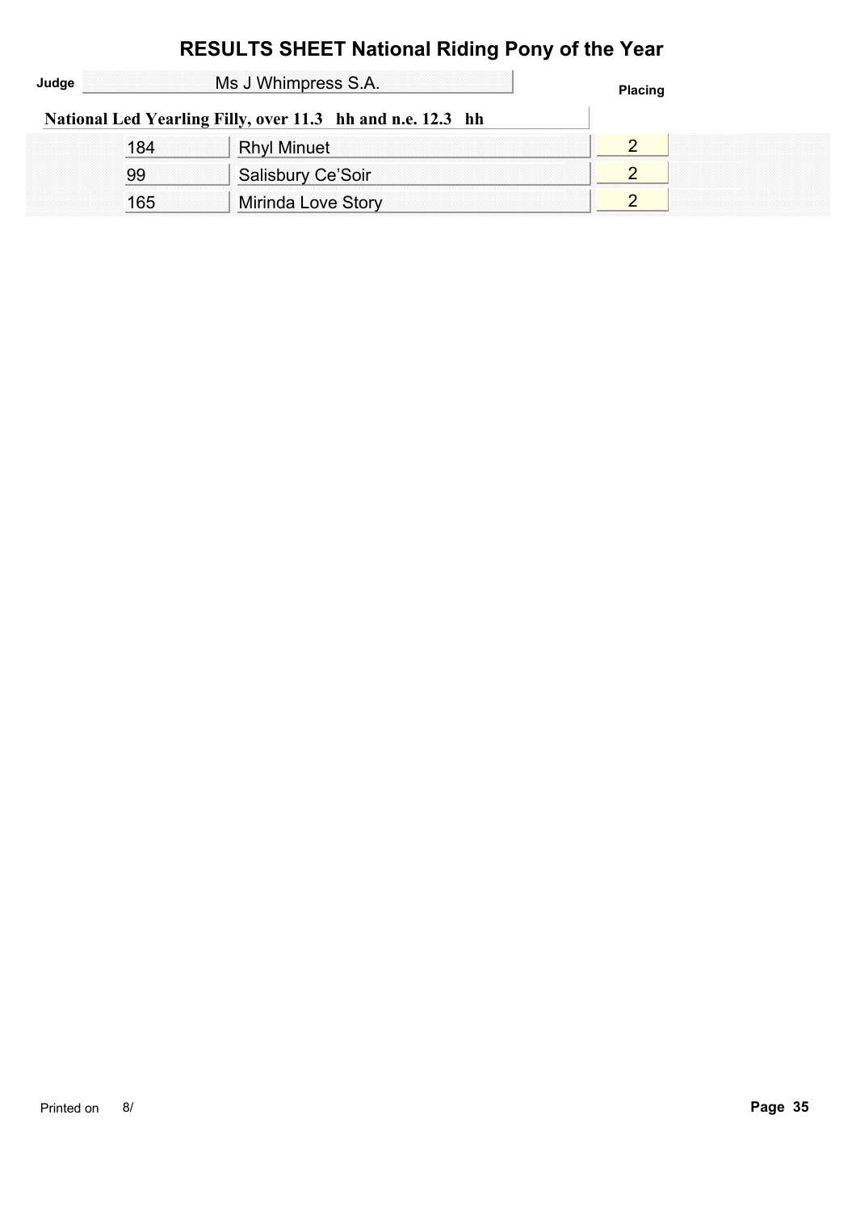# RESULTS SHEET National Riding Pony of the Year

**Judge** Ms J Whimpress S.A.

**National Led Yearling Filly, over 11.3 hh and n.e. 12.3 hh**

| No. | Name | Placing |
| --- | --- | --- |
| 184 | Rhyl Minuet | 2 |
| 99 | Salisbury Ce'Soir | 2 |
| 165 | Mirinda Love Story | 2 |

Printed on 8/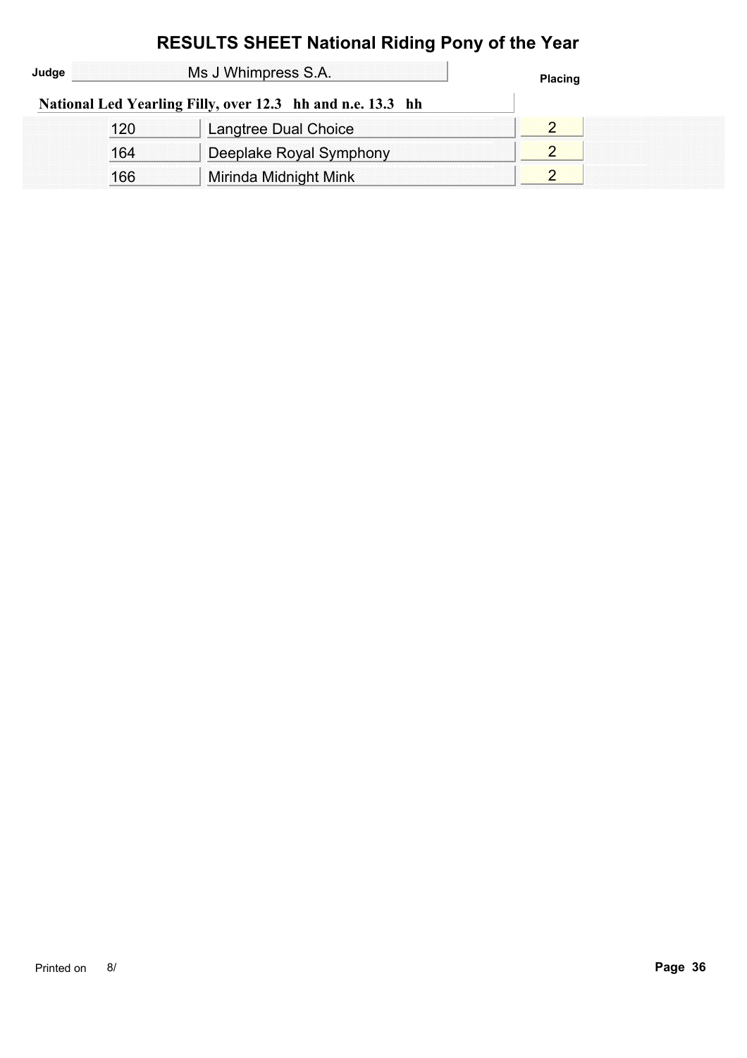# RESULTS SHEET National Riding Pony of the Year

**Judge** Ms J Whimpress S.A.

## National Led Yearling Filly, over 12.3 hh and n.e. 13.3 hh

| No. | Name | Placing |
|---|---|---|
| 120 | Langtree Dual Choice | 2 |
| 164 | Deeplake Royal Symphony | 2 |
| 166 | Mirinda Midnight Mink | 2 |

Printed on 8/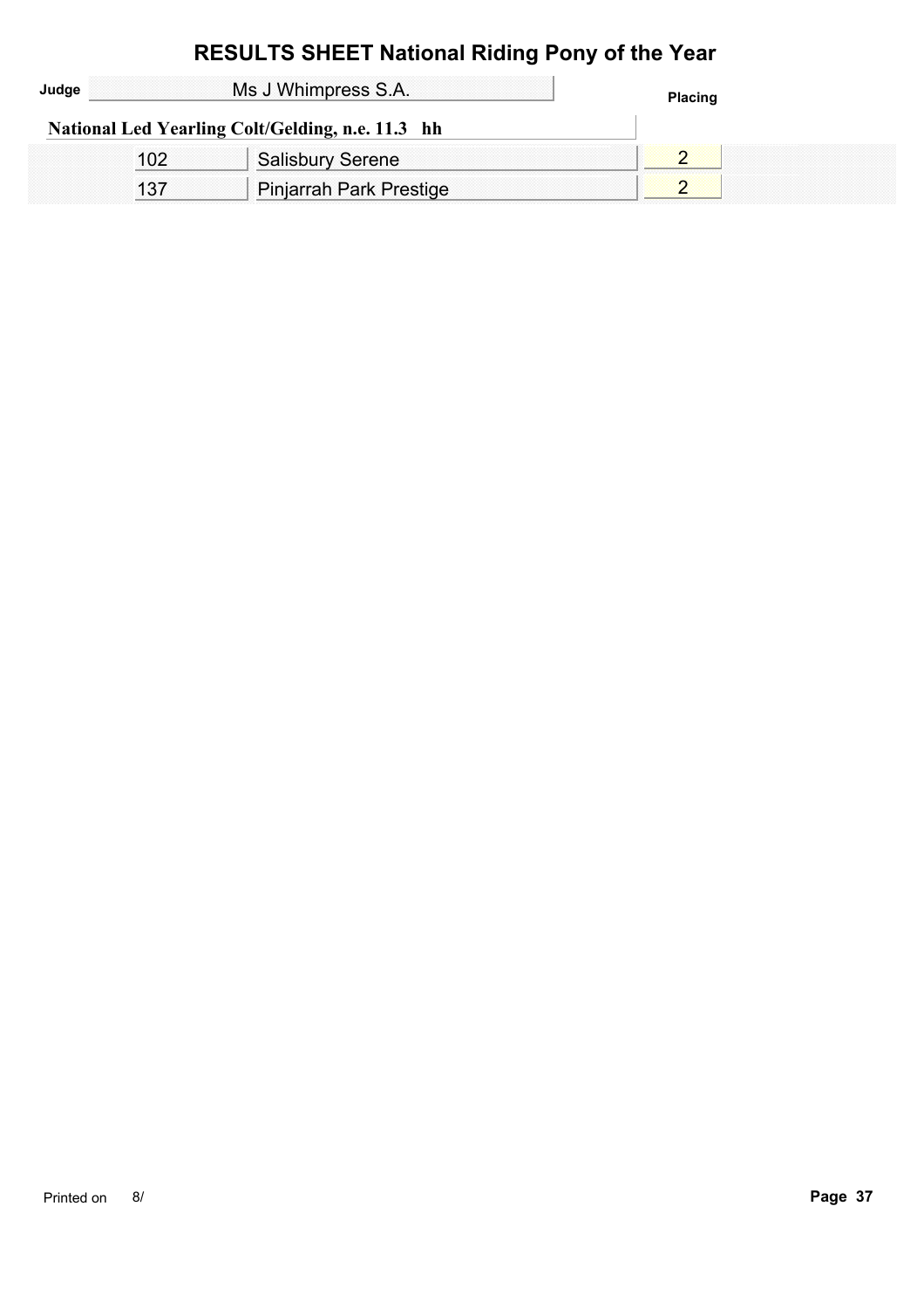# RESULTS SHEET National Riding Pony of the Year

**Judge** Ms J Whimpress S.A.

**National Led Yearling Colt/Gelding, n.e. 11.3 hh**

| | | Placing |
|---|---|---|
| 102 | Salisbury Serene | 2 |
| 137 | Pinjarrah Park Prestige | 2 |

Printed on 8/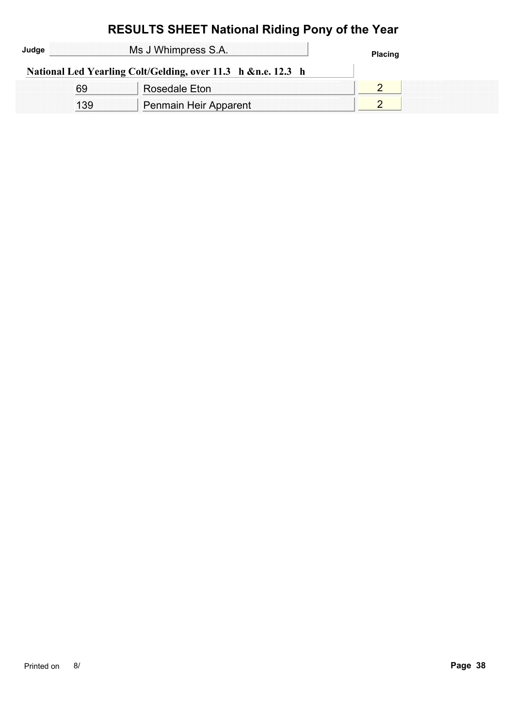# RESULTS SHEET National Riding Pony of the Year

**Judge** Ms J Whimpress S.A.

**National Led Yearling Colt/Gelding, over 11.3 h &n.e. 12.3 h**

| No. | Name | Placing |
|---|---|---|
| 69 | Rosedale Eton | 2 |
| 139 | Penmain Heir Apparent | 2 |

Printed on 8/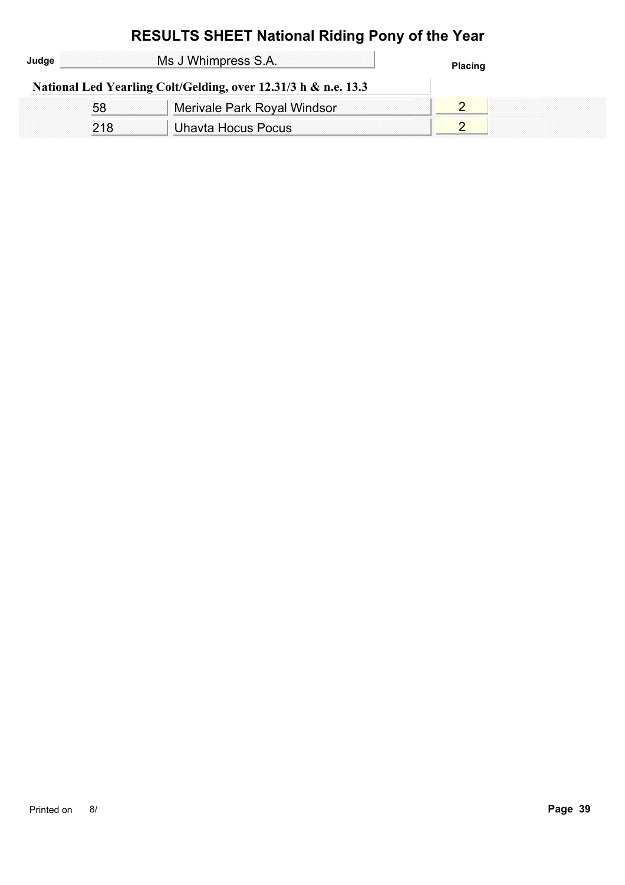# RESULTS SHEET National Riding Pony of the Year

**Judge** Ms J Whimpress S.A.

## National Led Yearling Colt/Gelding, over 12.31/3 h & n.e. 13.3

| No. | Name | Placing |
|---|---|---|
| 58 | Merivale Park Royal Windsor | 2 |
| 218 | Uhavta Hocus Pocus | 2 |

Printed on 8/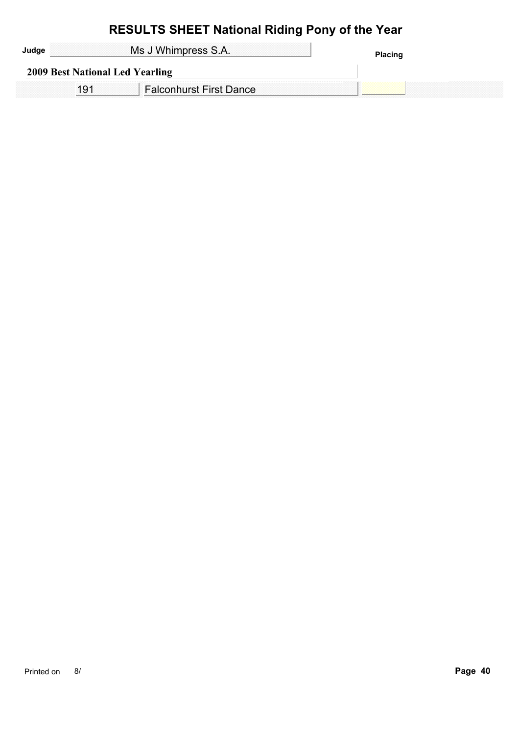# RESULTS SHEET National Riding Pony of the Year

**Judge** Ms J Whimpress S.A.

**Placing**

**2009 Best National Led Yearling**

| No. | Name | Placing |
| --- | --- | --- |
| 191 | Falconhurst First Dance | |

Printed on 8/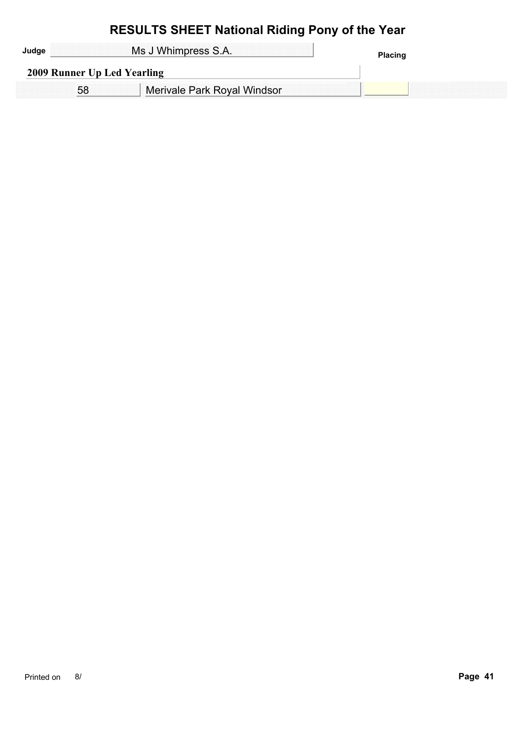# RESULTS SHEET National Riding Pony of the Year

**Judge** Ms J Whimpress S.A.

**Placing**

## 2009 Runner Up Led Yearling

| No. | Name | Placing |
| --- | --- | --- |
| 58 | Merivale Park Royal Windsor | |

Printed on 8/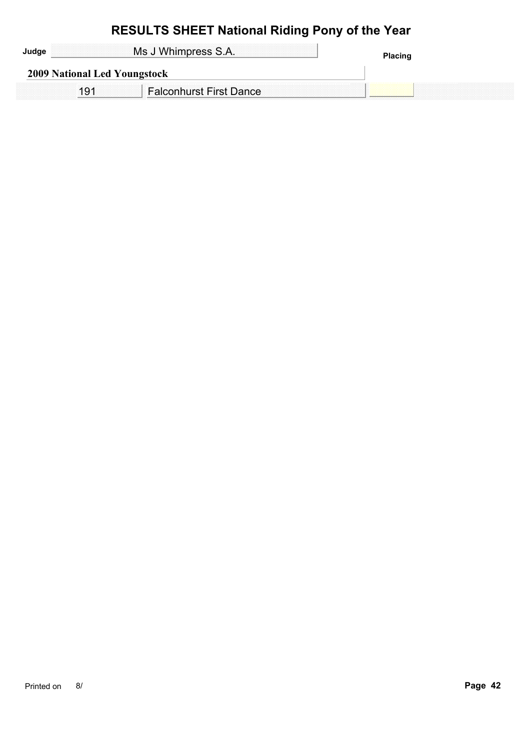# RESULTS SHEET National Riding Pony of the Year

**Judge** Ms J Whimpress S.A.

**2009 National Led Youngstock**

| No. | Name | Placing |
|---|---|---|
| 191 | Falconhurst First Dance | |

Printed on 8/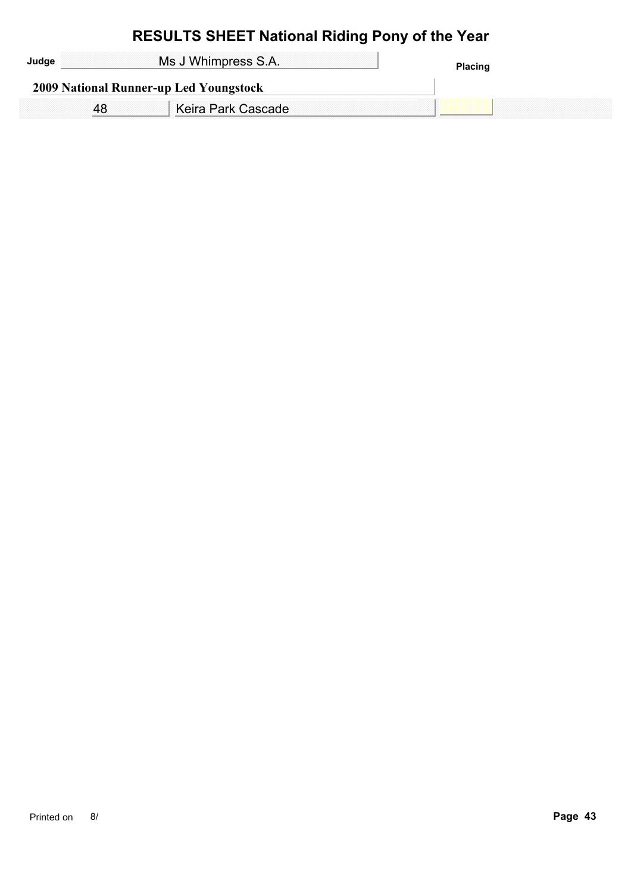# RESULTS SHEET National Riding Pony of the Year

**Judge** Ms J Whimpress S.A.

**2009 National Runner-up Led Youngstock**

| No. | Name | Placing |
| --- | --- | --- |
| 48 | Keira Park Cascade | |

Printed on 8/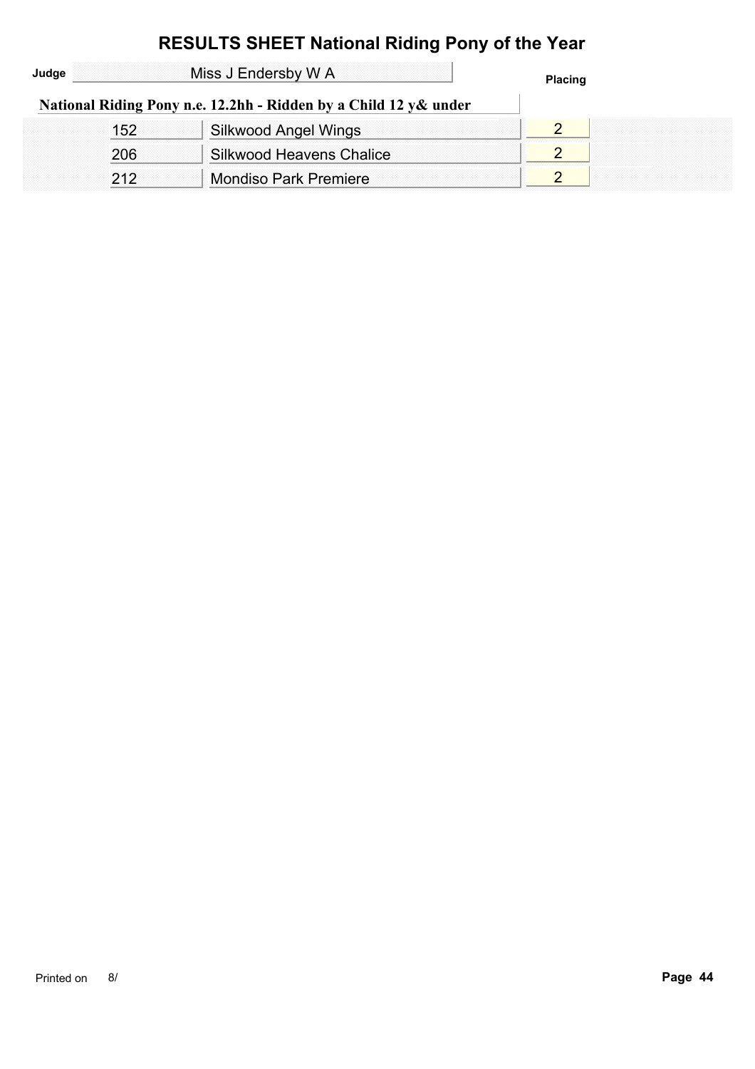# RESULTS SHEET National Riding Pony of the Year

**Judge** Miss J Endersby W A

**National Riding Pony n.e. 12.2hh - Ridden by a Child 12 y& under**

| No. | Name | Placing |
|---|---|---|
| 152 | Silkwood Angel Wings | 2 |
| 206 | Silkwood Heavens Chalice | 2 |
| 212 | Mondiso Park Premiere | 2 |

Printed on 8/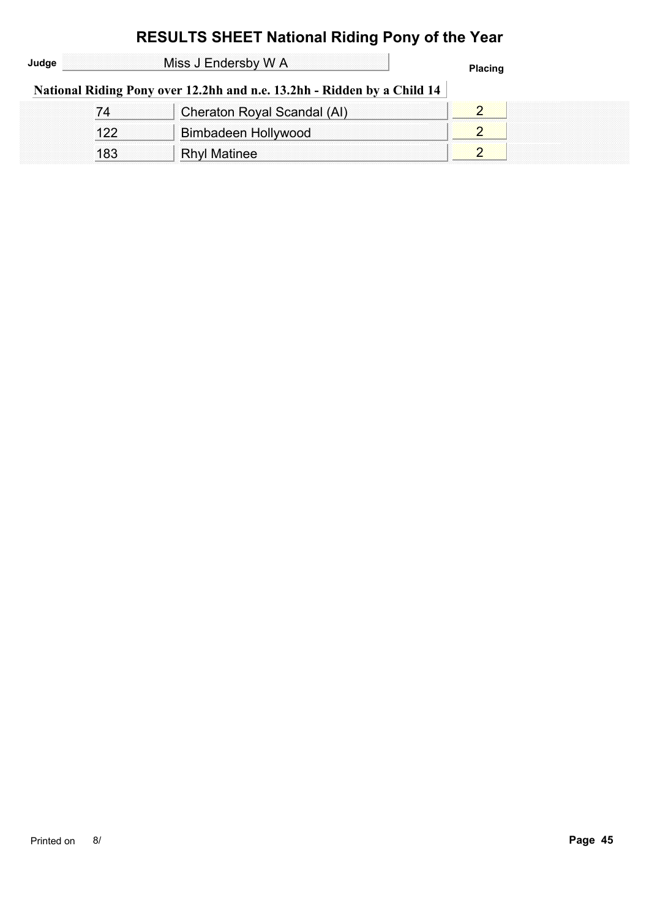# RESULTS SHEET National Riding Pony of the Year

**Judge** Miss J Endersby W A

## National Riding Pony over 12.2hh and n.e. 13.2hh - Ridden by a Child 14

| No. | Name | Placing |
|---|---|---|
| 74 | Cheraton Royal Scandal (AI) | 2 |
| 122 | Bimbadeen Hollywood | 2 |
| 183 | Rhyl Matinee | 2 |

Printed on 8/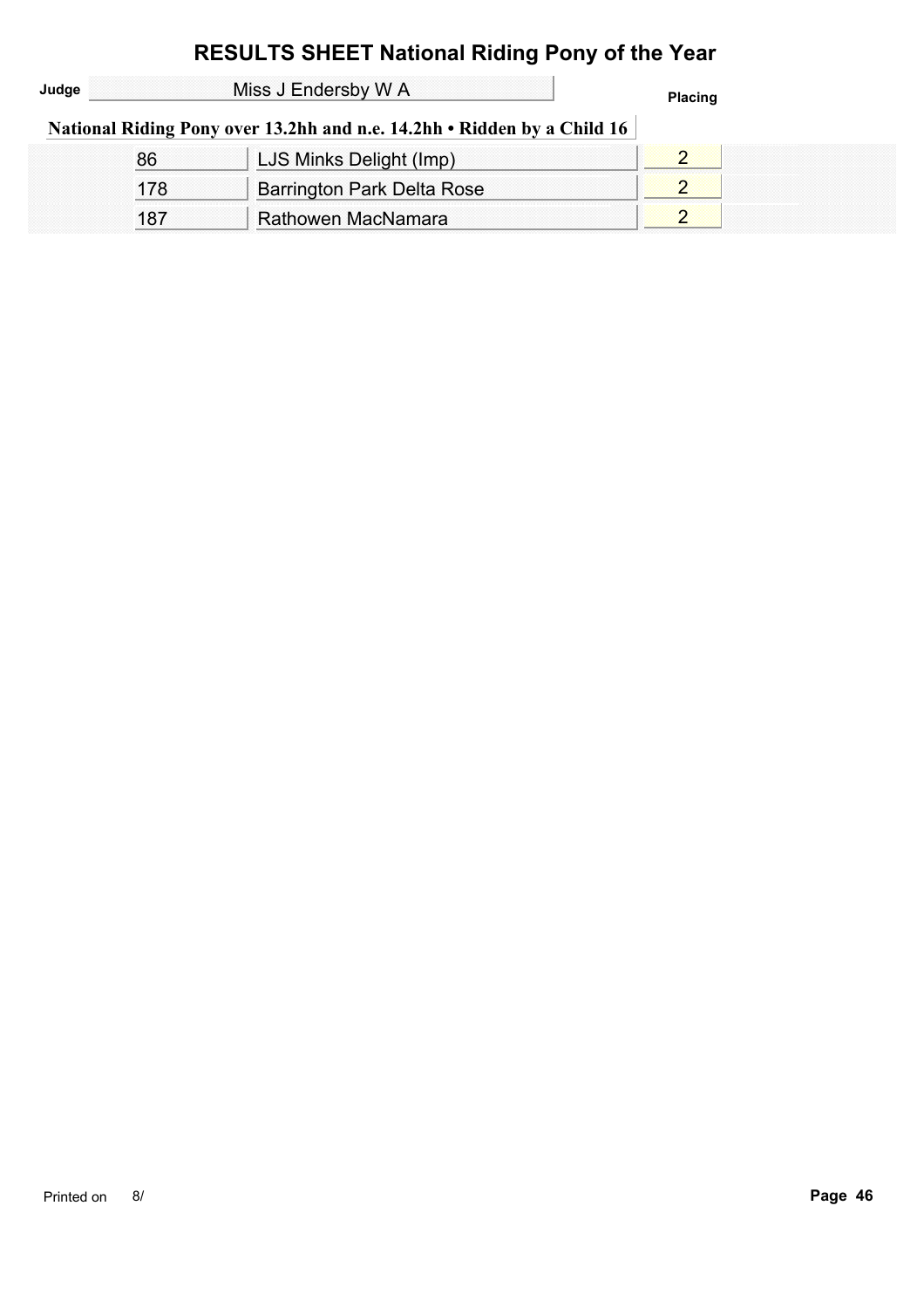# RESULTS SHEET National Riding Pony of the Year

**Judge** Miss J Endersby W A

## National Riding Pony over 13.2hh and n.e. 14.2hh • Ridden by a Child 16

| No. | Name | Placing |
|---|---|---|
| 86 | LJS Minks Delight (Imp) | 2 |
| 178 | Barrington Park Delta Rose | 2 |
| 187 | Rathowen MacNamara | 2 |

Printed on 8/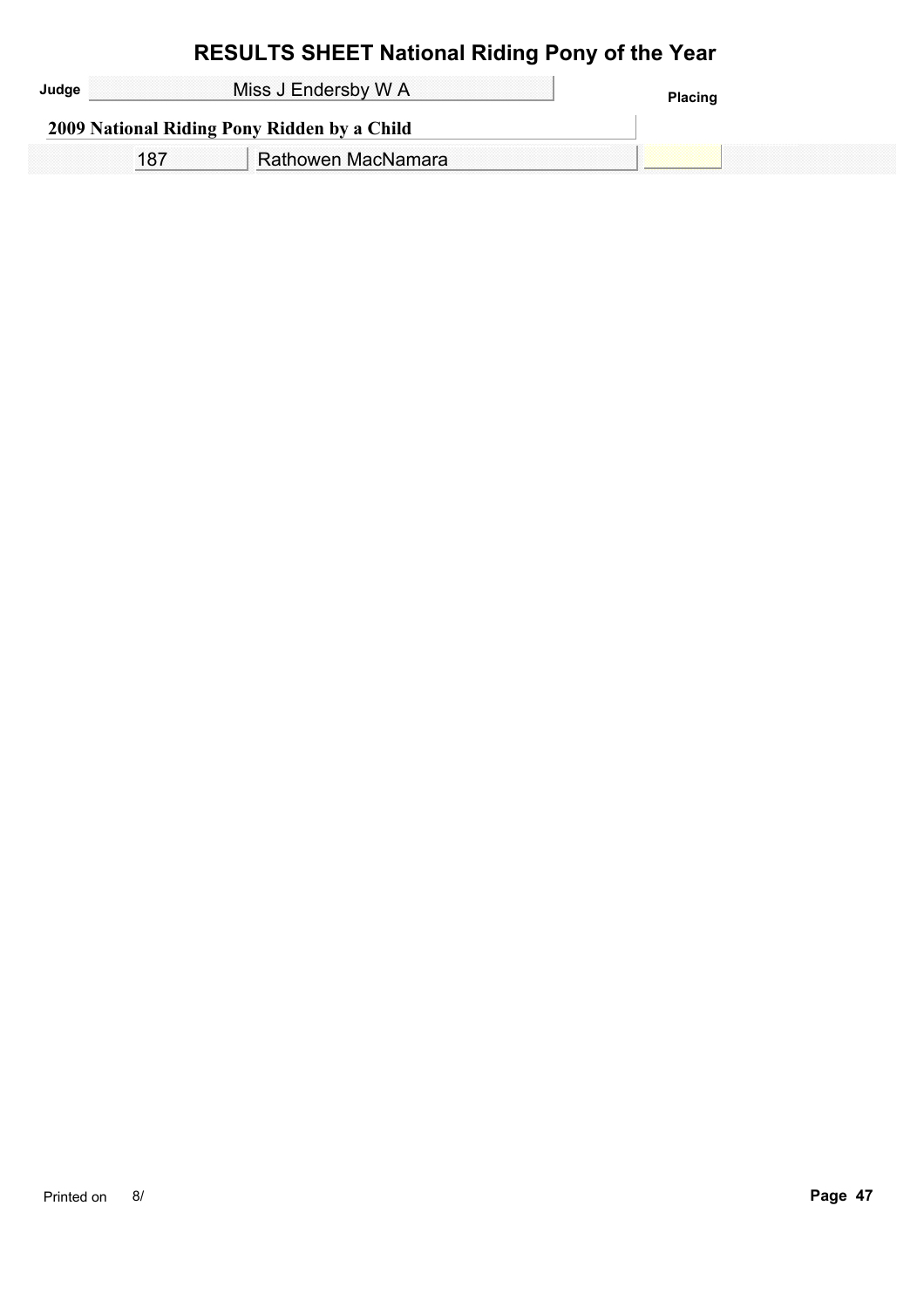# RESULTS SHEET National Riding Pony of the Year

**Judge** Miss J Endersby W A

| | | Placing |
|---|---|---|
| **2009 National Riding Pony Ridden by a Child** | | |
| 187 | Rathowen MacNamara | |

Printed on 8/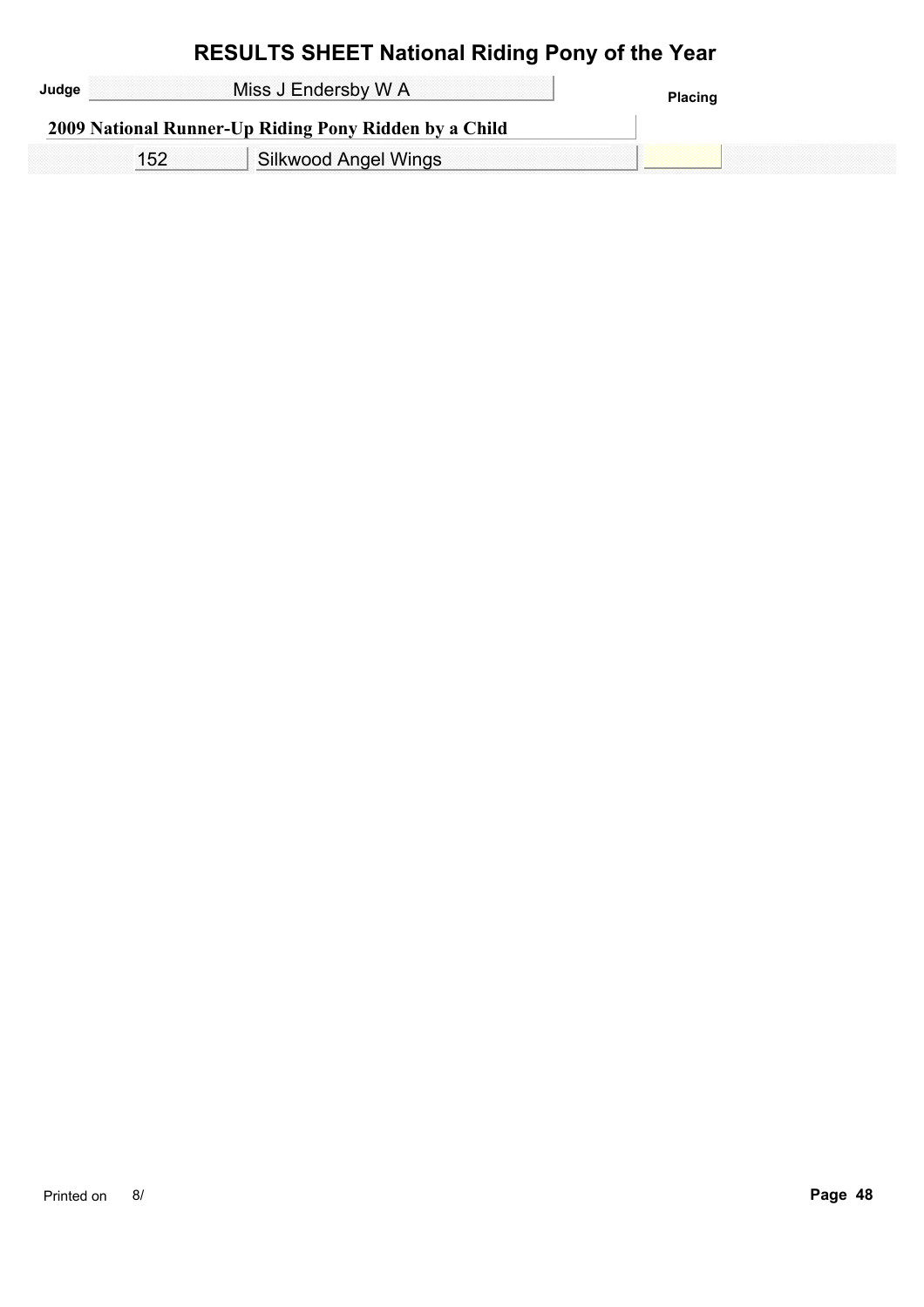# RESULTS SHEET National Riding Pony of the Year

**Judge** Miss J Endersby W A

**Placing**

**2009 National Runner-Up Riding Pony Ridden by a Child**

| No. | Name | Placing |
|---|---|---|
| 152 | Silkwood Angel Wings | |

Printed on 8/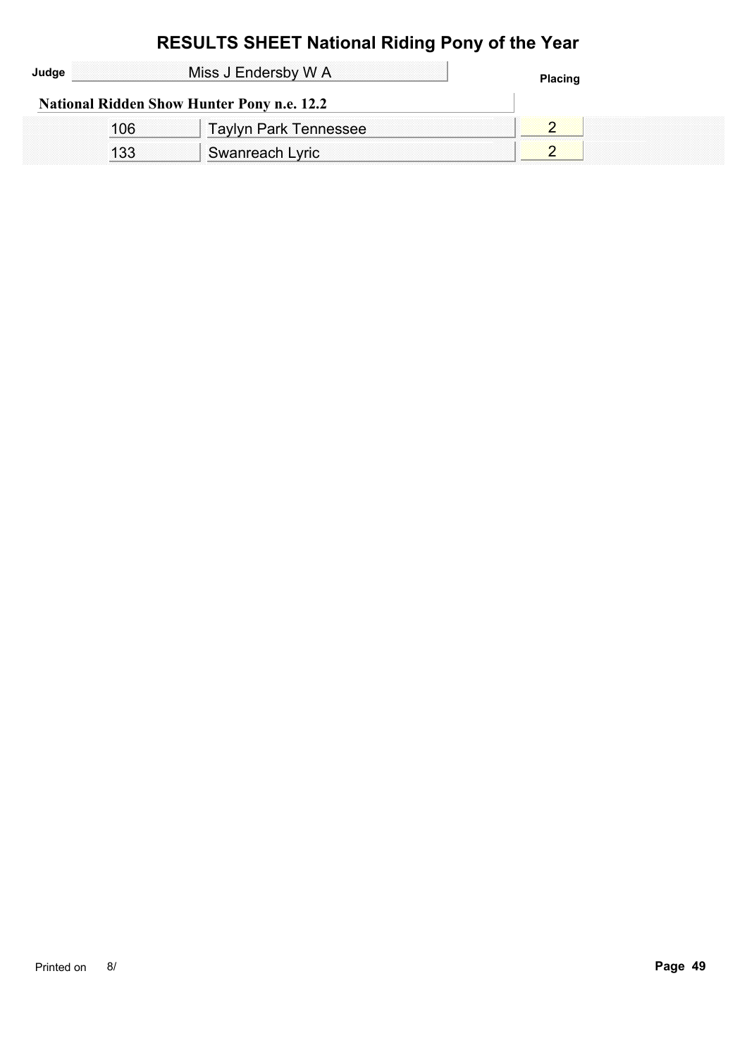# RESULTS SHEET National Riding Pony of the Year

**Judge** Miss J Endersby W A

## National Ridden Show Hunter Pony n.e. 12.2

| No. | Name | Placing |
|---|---|---|
| 106 | Taylyn Park Tennessee | 2 |
| 133 | Swanreach Lyric | 2 |

Printed on 8/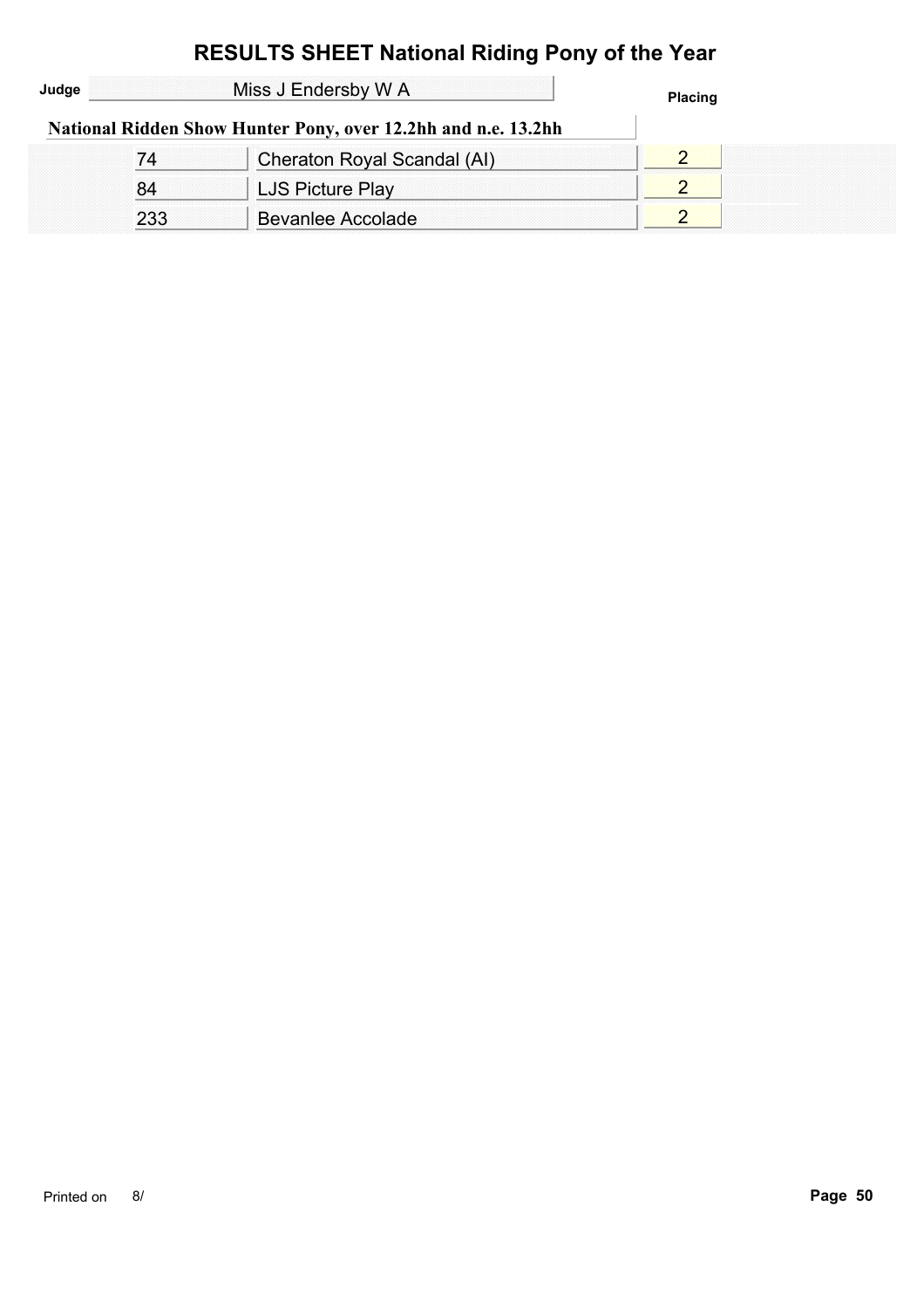# RESULTS SHEET National Riding Pony of the Year

**Judge** Miss J Endersby W A

**National Ridden Show Hunter Pony, over 12.2hh and n.e. 13.2hh**

| No. | Name | Placing |
|---|---|---|
| 74 | Cheraton Royal Scandal (AI) | 2 |
| 84 | LJS Picture Play | 2 |
| 233 | Bevanlee Accolade | 2 |

Printed on 8/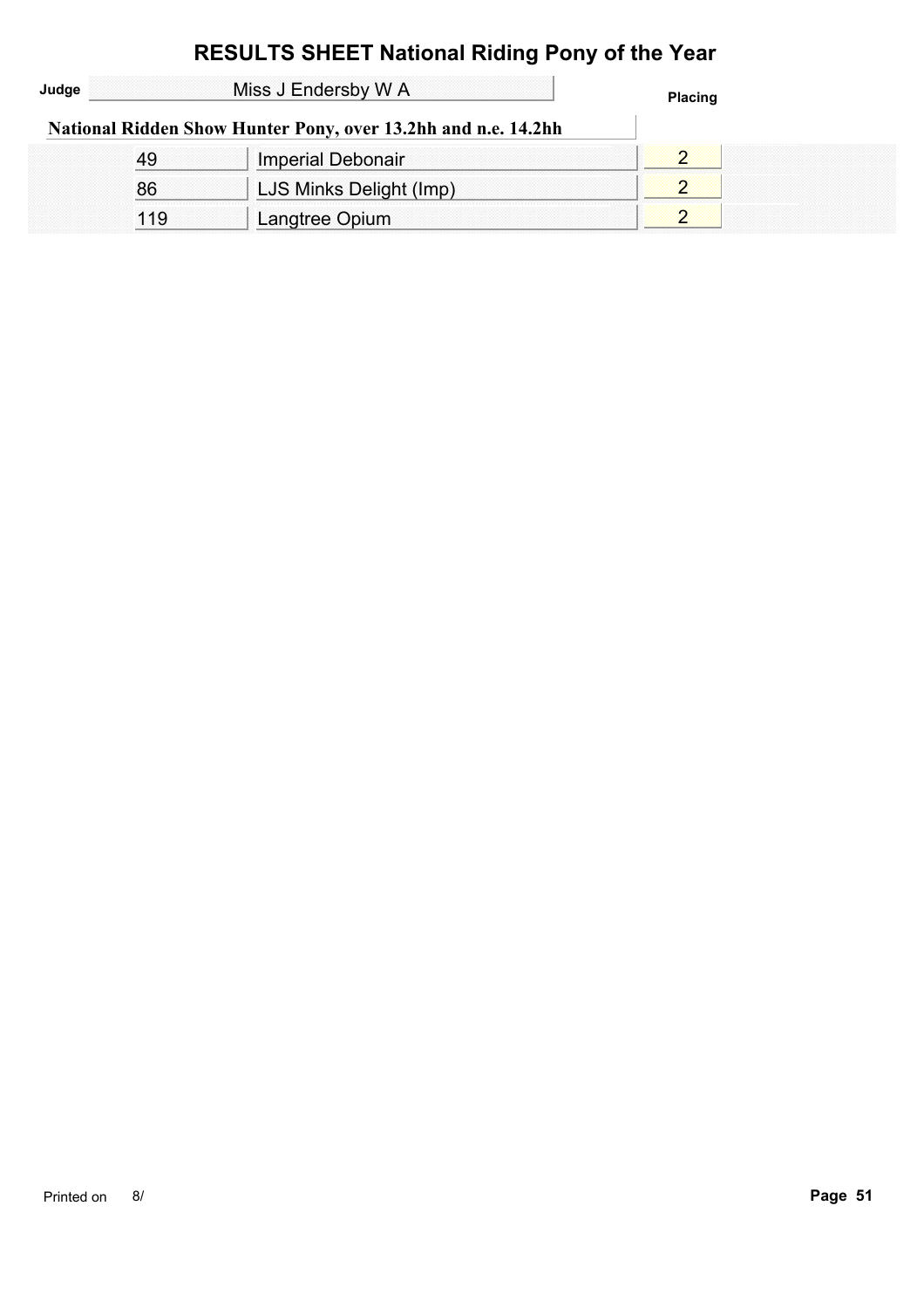# RESULTS SHEET National Riding Pony of the Year

**Judge** Miss J Endersby W A

## National Ridden Show Hunter Pony, over 13.2hh and n.e. 14.2hh

| | | Placing |
|---|---|---|
| 49 | Imperial Debonair | 2 |
| 86 | LJS Minks Delight (Imp) | 2 |
| 119 | Langtree Opium | 2 |

Printed on 8/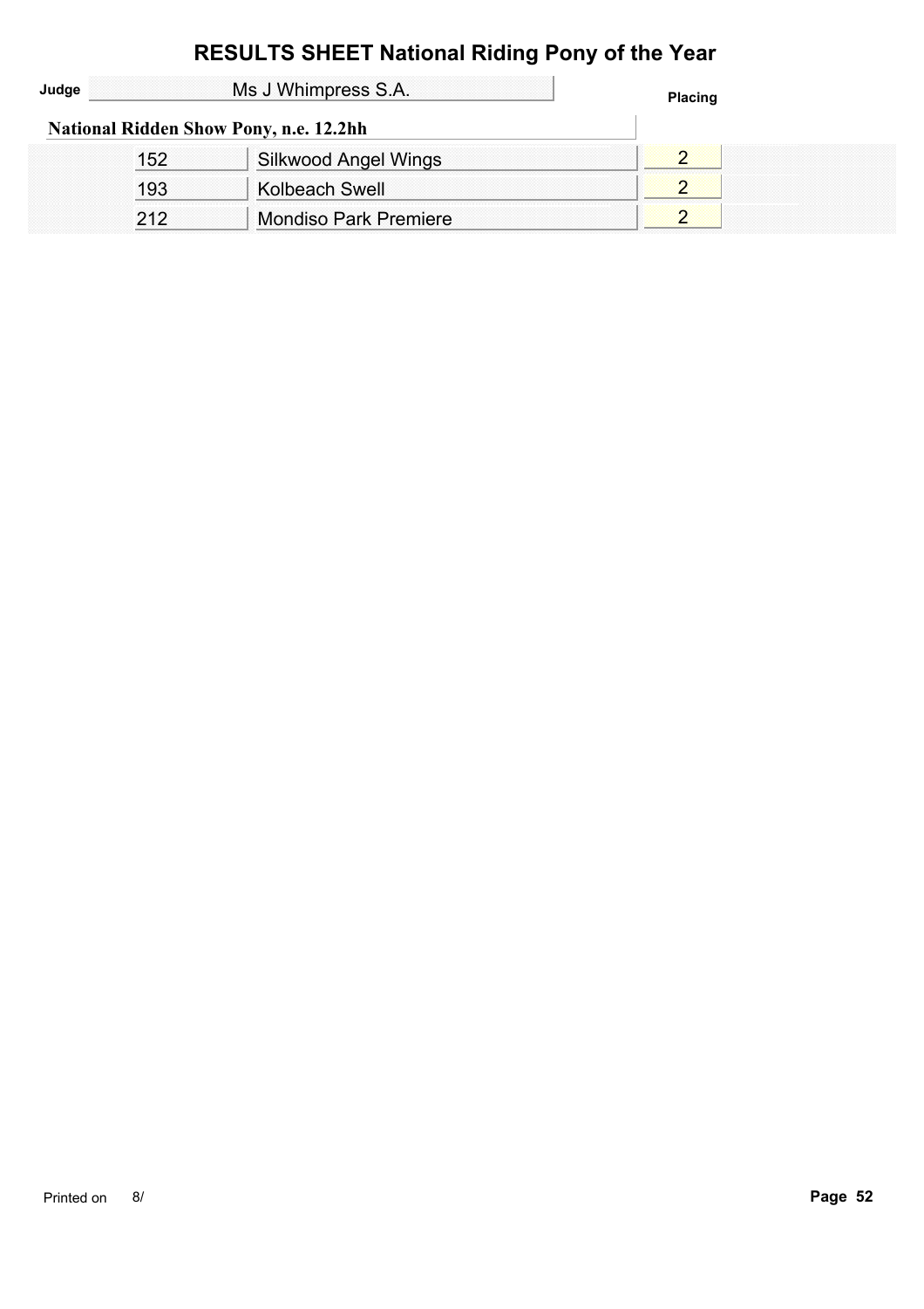# RESULTS SHEET National Riding Pony of the Year

**Judge** Ms J Whimpress S.A.

**National Ridden Show Pony, n.e. 12.2hh**

| No. | Name | Placing |
|---|---|---|
| 152 | Silkwood Angel Wings | 2 |
| 193 | Kolbeach Swell | 2 |
| 212 | Mondiso Park Premiere | 2 |

Printed on 8/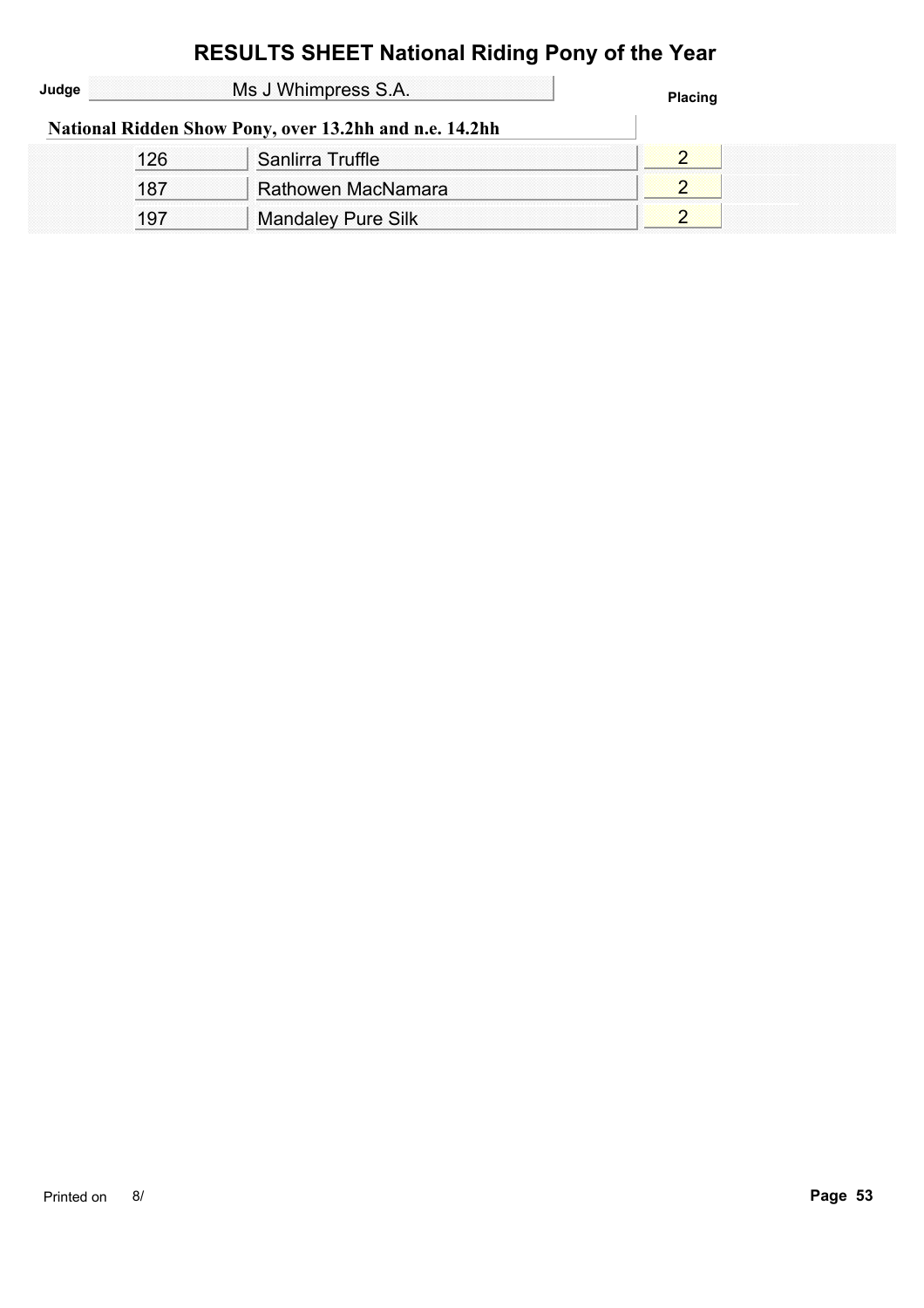# RESULTS SHEET National Riding Pony of the Year

**Judge** Ms J Whimpress S.A.

**National Ridden Show Pony, over 13.2hh and n.e. 14.2hh**

| No. | Name | Placing |
|---|---|---|
| 126 | Sanlirra Truffle | 2 |
| 187 | Rathowen MacNamara | 2 |
| 197 | Mandaley Pure Silk | 2 |

Printed on 8/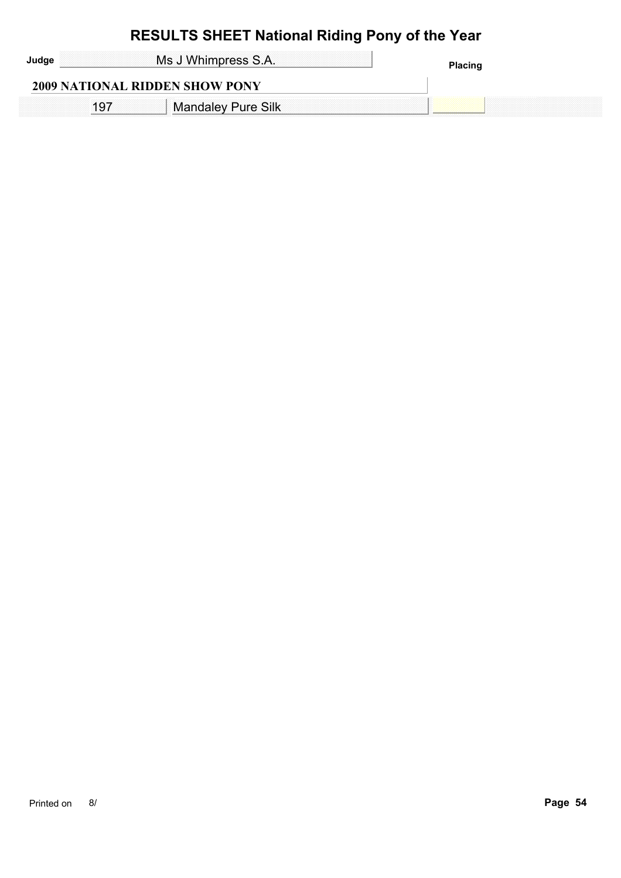# RESULTS SHEET National Riding Pony of the Year

**Judge** Ms J Whimpress S.A.

**Placing**

## 2009 NATIONAL RIDDEN SHOW PONY

| | | Placing |
|---|---|---|
| 197 | Mandaley Pure Silk | |

Printed on 8/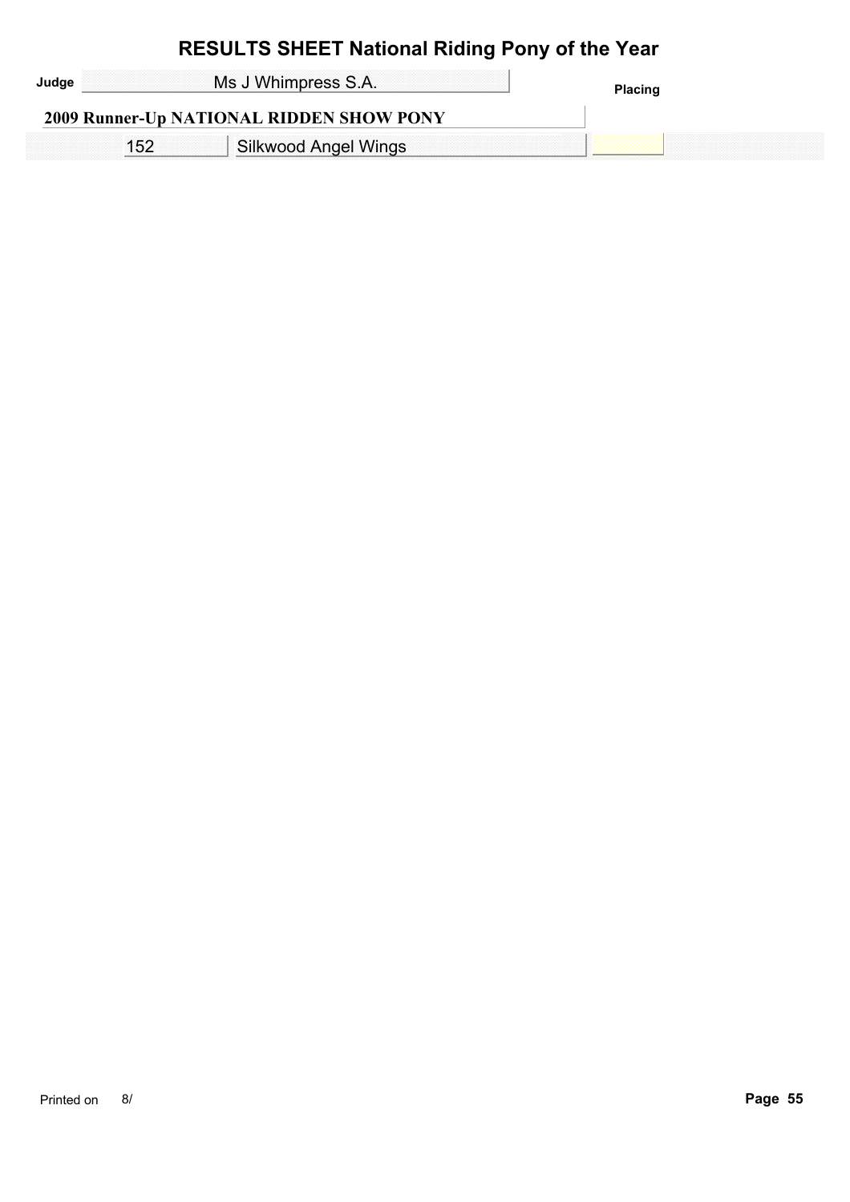# RESULTS SHEET National Riding Pony of the Year

**Judge** Ms J Whimpress S.A.

**2009 Runner-Up NATIONAL RIDDEN SHOW PONY**

| No. | Name | Placing |
| --- | --- | --- |
| 152 | Silkwood Angel Wings | |

Printed on 8/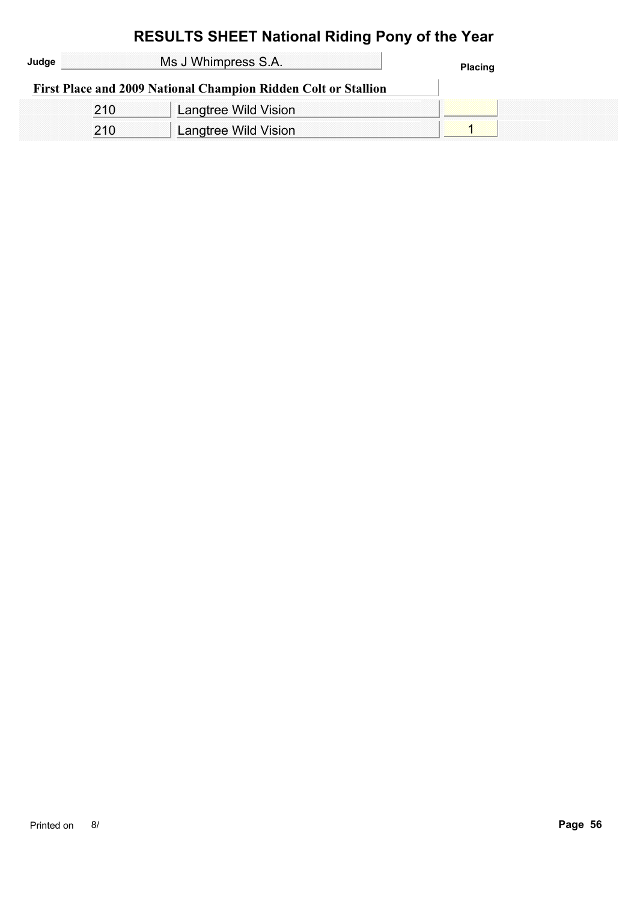# RESULTS SHEET National Riding Pony of the Year

**Judge** Ms J Whimpress S.A.

**First Place and 2009 National Champion Ridden Colt or Stallion**

| | | Placing |
|---|---|---|
| 210 | Langtree Wild Vision | |
| 210 | Langtree Wild Vision | 1 |

Printed on 8/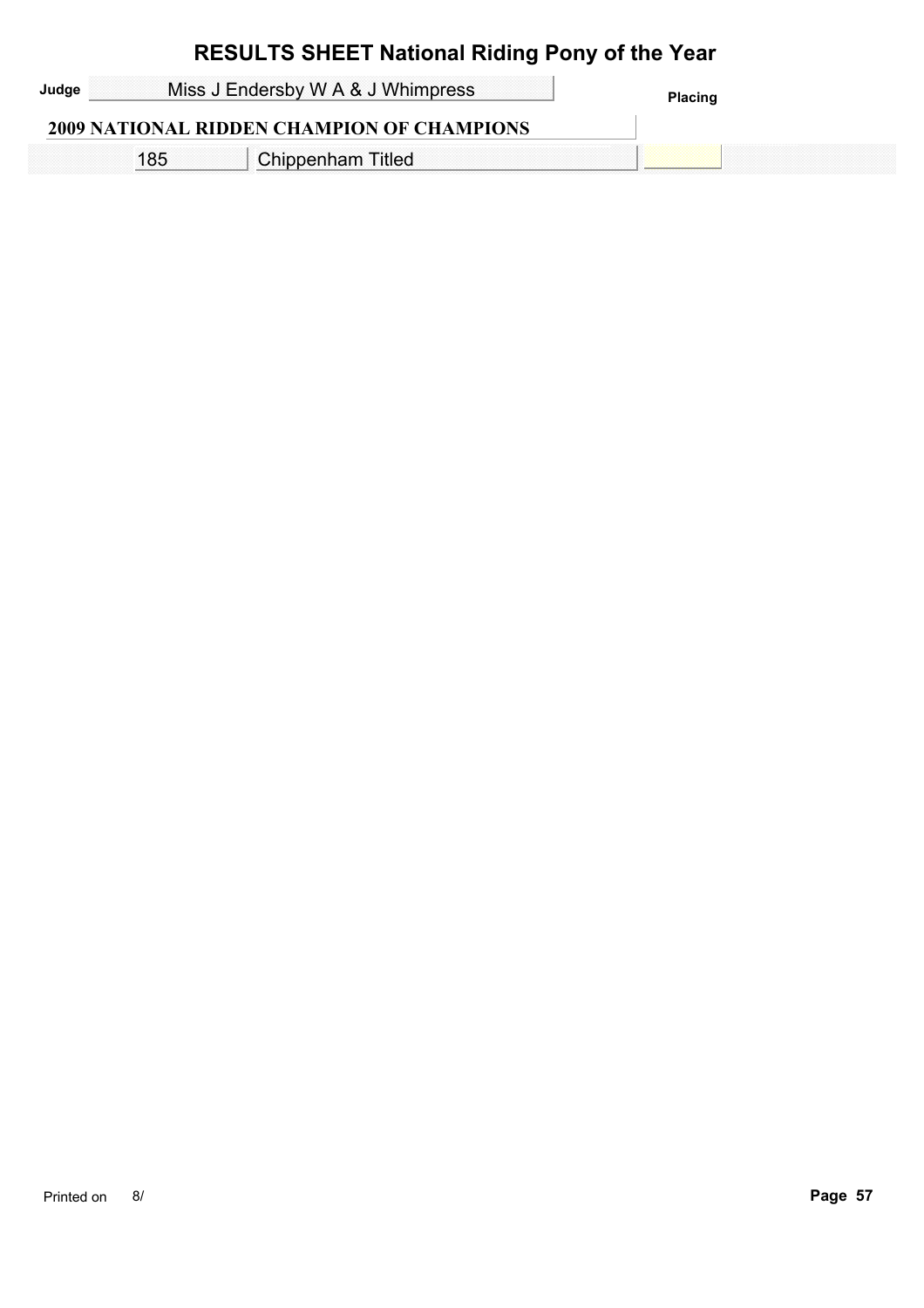# RESULTS SHEET National Riding Pony of the Year

**Judge** Miss J Endersby W A & J Whimpress

**Placing**

## 2009 NATIONAL RIDDEN CHAMPION OF CHAMPIONS

| | | Placing |
|---|---|---|
| 185 | Chippenham Titled | |

Printed on 8/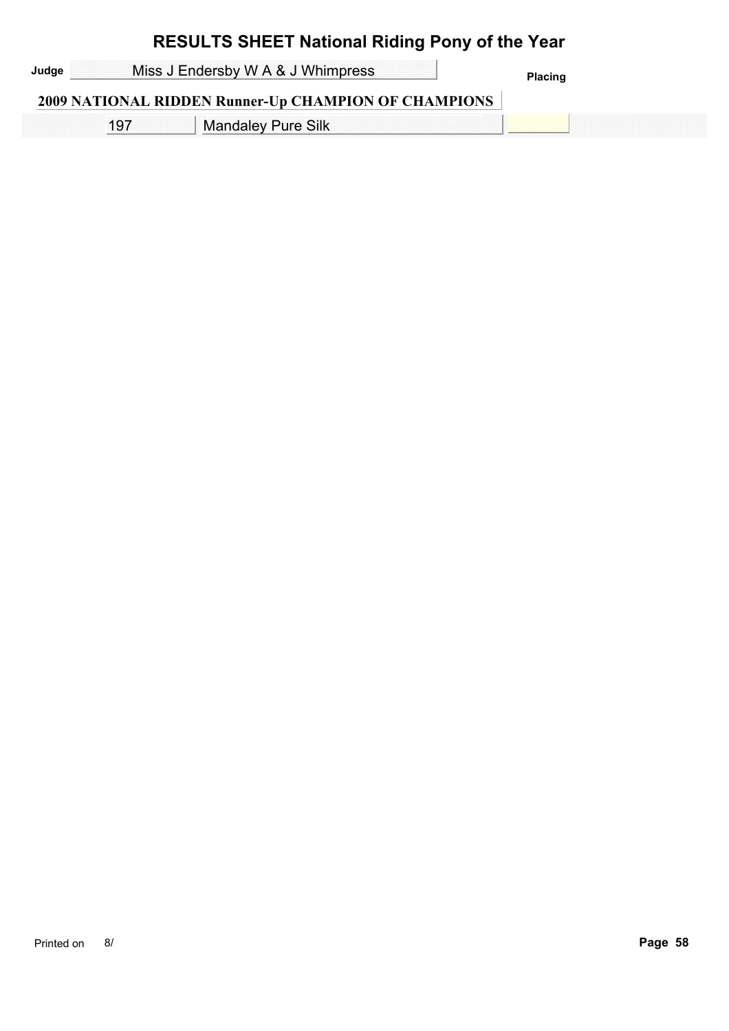# RESULTS SHEET National Riding Pony of the Year

**Judge** Miss J Endersby W A & J Whimpress

**Placing**

## 2009 NATIONAL RIDDEN Runner-Up CHAMPION OF CHAMPIONS

| No. | Name | Placing |
|---|---|---|
| 197 | Mandaley Pure Silk | |

Printed on 8/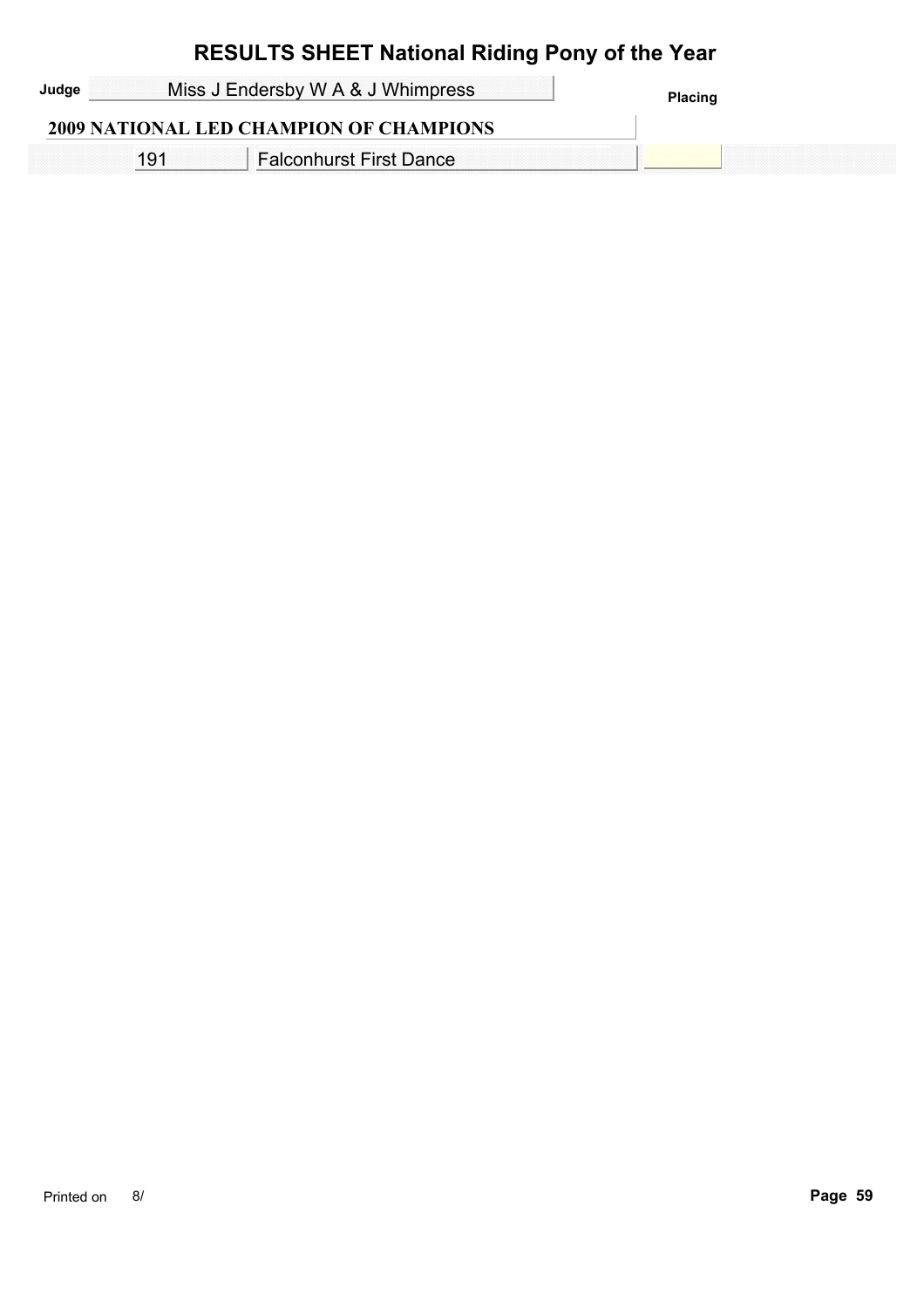# RESULTS SHEET National Riding Pony of the Year

**Judge** Miss J Endersby W A & J Whimpress

| 2009 NATIONAL LED CHAMPION OF CHAMPIONS | | Placing |
|---|---|---|
| 191 | Falconhurst First Dance | |

Printed on 8/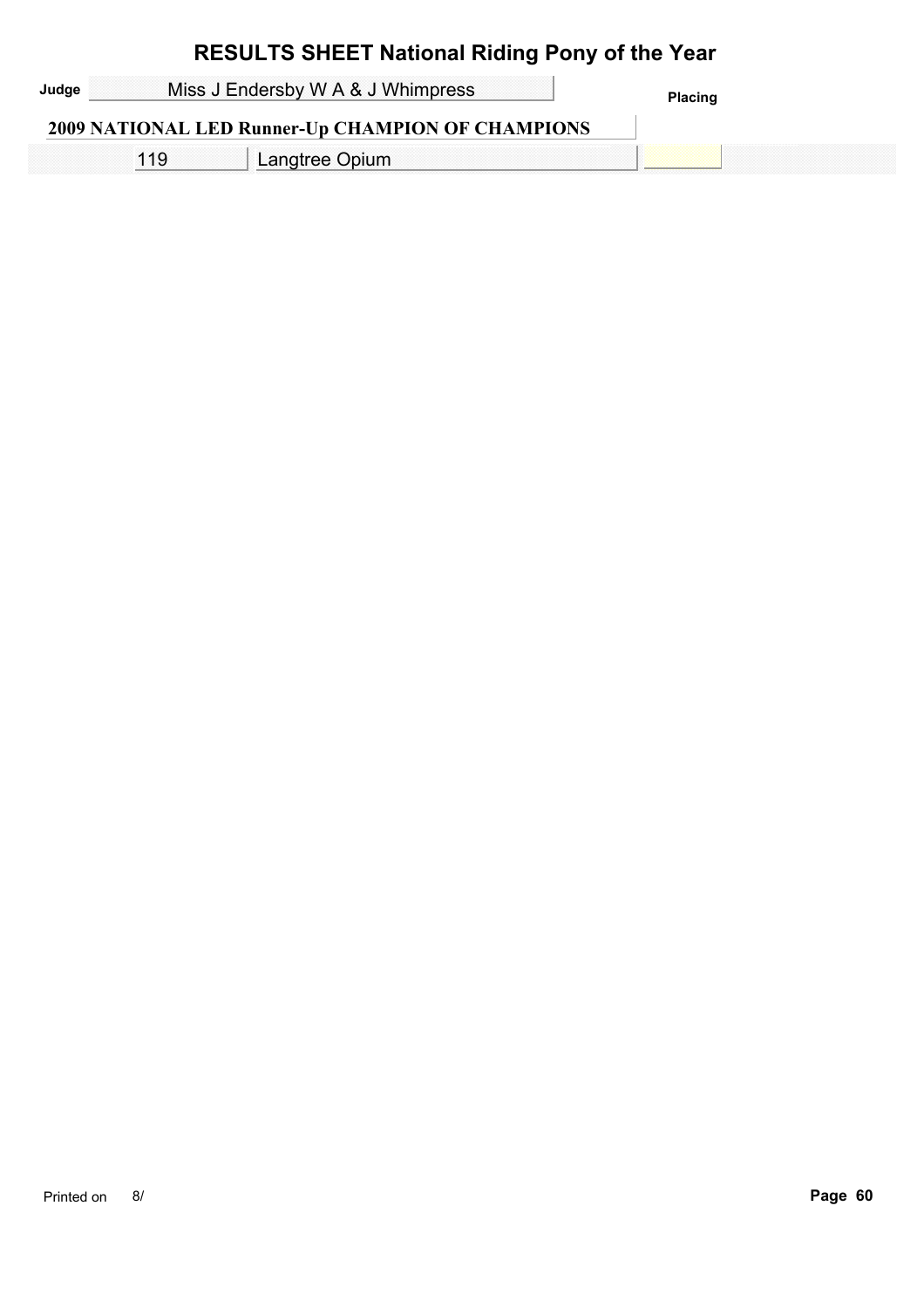# RESULTS SHEET National Riding Pony of the Year

**Judge** Miss J Endersby W A & J Whimpress **Placing**

## 2009 NATIONAL LED Runner-Up CHAMPION OF CHAMPIONS

| | | |
|---|---|---|
| 119 | Langtree Opium | |

Printed on 8/